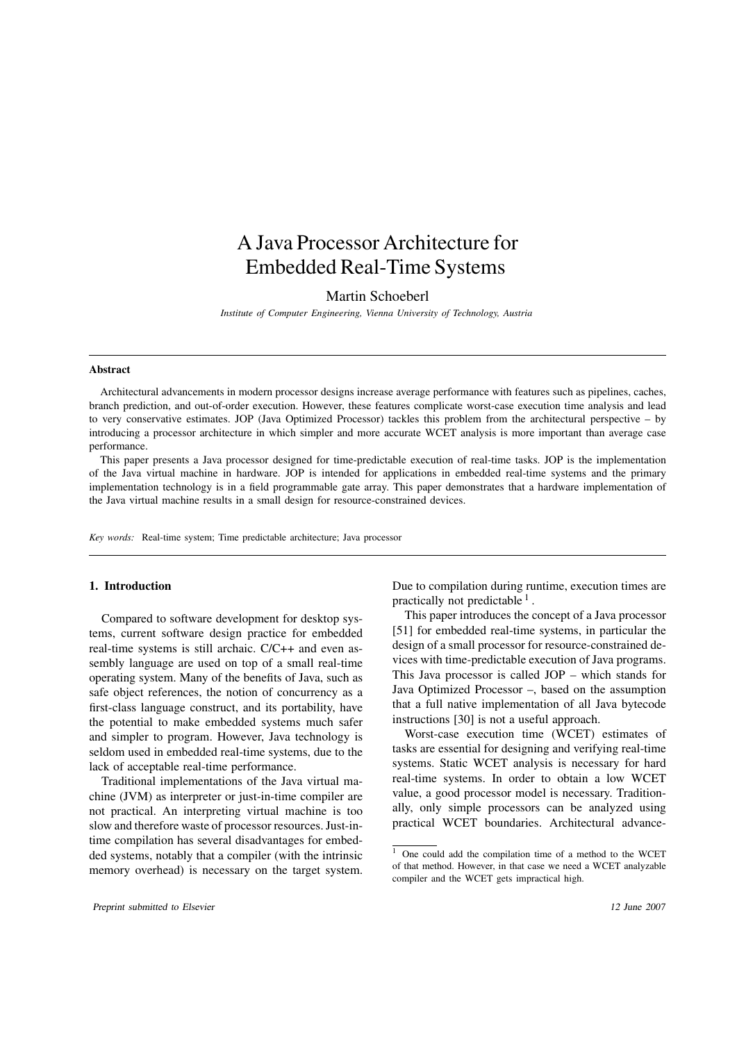# A Java Processor Architecture for Embedded Real-Time Systems

Martin Schoeberl

*Institute of Computer Engineering, Vienna University of Technology, Austria*

---

**Abstract**

Architectural advancements in modern processor designs increase average performance with features such as pipelines, caches, branch prediction, and out-of-order execution. However, these features complicate worst-case execution time analysis and lead to very conservative estimates. JOP (Java Optimized Processor) tackles this problem from the architectural perspective – by introducing a processor architecture in which simpler and more accurate WCET analysis is more important than average case performance.

This paper presents a Java processor designed for time-predictable execution of real-time tasks. JOP is the implementation of the Java virtual machine in hardware. JOP is intended for applications in embedded real-time systems and the primary implementation technology is in a field programmable gate array. This paper demonstrates that a hardware implementation of the Java virtual machine results in a small design for resource-constrained devices.

*Key words:* Real-time system; Time predictable architecture; Java processor

---

## 1. Introduction

Compared to software development for desktop systems, current software design practice for embedded real-time systems is still archaic. C/C++ and even assembly language are used on top of a small real-time operating system. Many of the benefits of Java, such as safe object references, the notion of concurrency as a first-class language construct, and its portability, have the potential to make embedded systems much safer and simpler to program. However, Java technology is seldom used in embedded real-time systems, due to the lack of acceptable real-time performance.

Traditional implementations of the Java virtual machine (JVM) as interpreter or just-in-time compiler are not practical. An interpreting virtual machine is too slow and therefore waste of processor resources. Just-in-time compilation has several disadvantages for embedded systems, notably that a compiler (with the intrinsic memory overhead) is necessary on the target system. Due to compilation during runtime, execution times are practically not predictable [1].

This paper introduces the concept of a Java processor [51] for embedded real-time systems, in particular the design of a small processor for resource-constrained devices with time-predictable execution of Java programs. This Java processor is called JOP – which stands for Java Optimized Processor –, based on the assumption that a full native implementation of all Java bytecode instructions [30] is not a useful approach.

Worst-case execution time (WCET) estimates of tasks are essential for designing and verifying real-time systems. Static WCET analysis is necessary for hard real-time systems. In order to obtain a low WCET value, a good processor model is necessary. Traditionally, only simple processors can be analyzed using practical WCET boundaries. Architectural advance-

[1] One could add the compilation time of a method to the WCET of that method. However, in that case we need a WCET analyzable compiler and the WCET gets impractical high.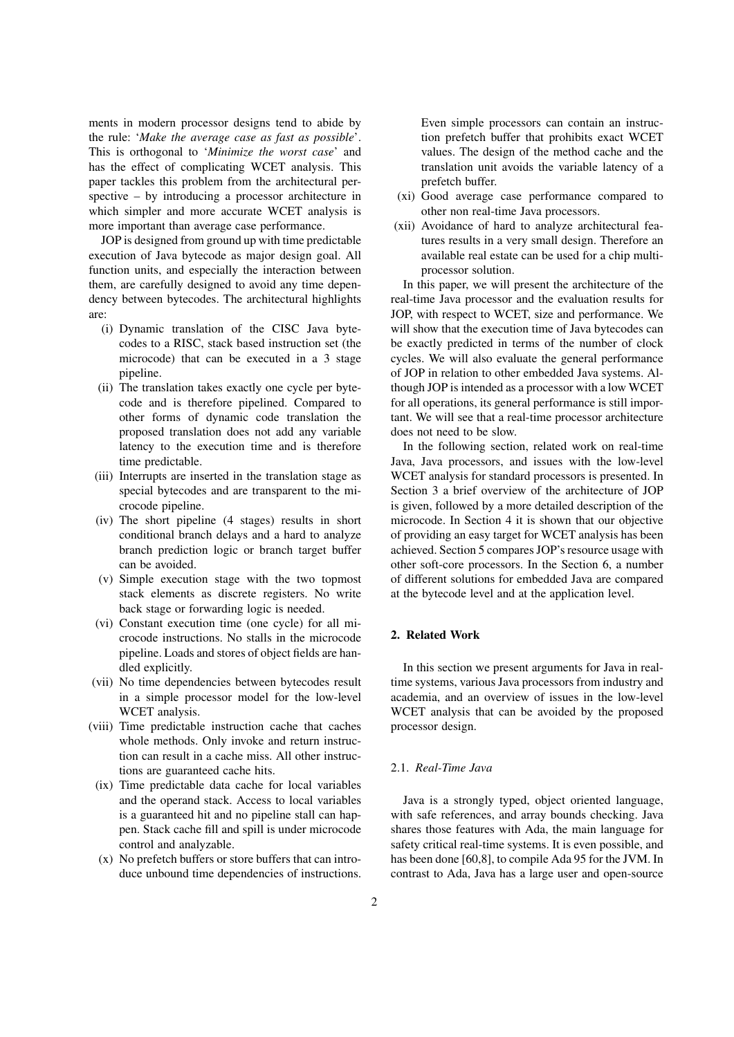ments in modern processor designs tend to abide by the rule: '*Make the average case as fast as possible*'. This is orthogonal to '*Minimize the worst case*' and has the effect of complicating WCET analysis. This paper tackles this problem from the architectural perspective – by introducing a processor architecture in which simpler and more accurate WCET analysis is more important than average case performance.

JOP is designed from ground up with time predictable execution of Java bytecode as major design goal. All function units, and especially the interaction between them, are carefully designed to avoid any time dependency between bytecodes. The architectural highlights are:

(i) Dynamic translation of the CISC Java bytecodes to a RISC, stack based instruction set (the microcode) that can be executed in a 3 stage pipeline.
(ii) The translation takes exactly one cycle per bytecode and is therefore pipelined. Compared to other forms of dynamic code translation the proposed translation does not add any variable latency to the execution time and is therefore time predictable.
(iii) Interrupts are inserted in the translation stage as special bytecodes and are transparent to the microcode pipeline.
(iv) The short pipeline (4 stages) results in short conditional branch delays and a hard to analyze branch prediction logic or branch target buffer can be avoided.
(v) Simple execution stage with the two topmost stack elements as discrete registers. No write back stage or forwarding logic is needed.
(vi) Constant execution time (one cycle) for all microcode instructions. No stalls in the microcode pipeline. Loads and stores of object fields are handled explicitly.
(vii) No time dependencies between bytecodes result in a simple processor model for the low-level WCET analysis.
(viii) Time predictable instruction cache that caches whole methods. Only invoke and return instruction can result in a cache miss. All other instructions are guaranteed cache hits.
(ix) Time predictable data cache for local variables and the operand stack. Access to local variables is a guaranteed hit and no pipeline stall can happen. Stack cache fill and spill is under microcode control and analyzable.
(x) No prefetch buffers or store buffers that can introduce unbound time dependencies of instructions. Even simple processors can contain an instruction prefetch buffer that prohibits exact WCET values. The design of the method cache and the translation unit avoids the variable latency of a prefetch buffer.
(xi) Good average case performance compared to other non real-time Java processors.
(xii) Avoidance of hard to analyze architectural features results in a very small design. Therefore an available real estate can be used for a chip multiprocessor solution.

In this paper, we will present the architecture of the real-time Java processor and the evaluation results for JOP, with respect to WCET, size and performance. We will show that the execution time of Java bytecodes can be exactly predicted in terms of the number of clock cycles. We will also evaluate the general performance of JOP in relation to other embedded Java systems. Although JOP is intended as a processor with a low WCET for all operations, its general performance is still important. We will see that a real-time processor architecture does not need to be slow.

In the following section, related work on real-time Java, Java processors, and issues with the low-level WCET analysis for standard processors is presented. In Section 3 a brief overview of the architecture of JOP is given, followed by a more detailed description of the microcode. In Section 4 it is shown that our objective of providing an easy target for WCET analysis has been achieved. Section 5 compares JOP's resource usage with other soft-core processors. In the Section 6, a number of different solutions for embedded Java are compared at the bytecode level and at the application level.

## 2. Related Work

In this section we present arguments for Java in real-time systems, various Java processors from industry and academia, and an overview of issues in the low-level WCET analysis that can be avoided by the proposed processor design.

### 2.1. *Real-Time Java*

Java is a strongly typed, object oriented language, with safe references, and array bounds checking. Java shares those features with Ada, the main language for safety critical real-time systems. It is even possible, and has been done [60,8], to compile Ada 95 for the JVM. In contrast to Ada, Java has a large user and open-source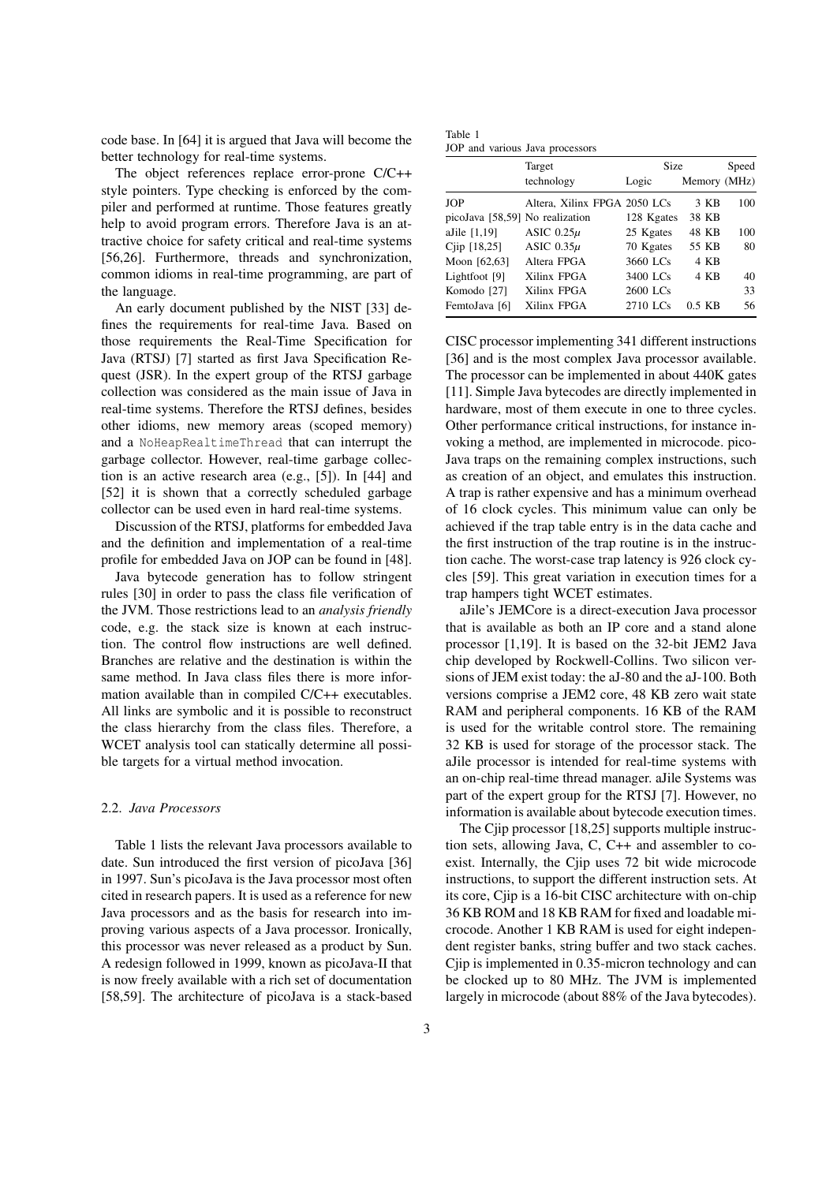code base. In [64] it is argued that Java will become the better technology for real-time systems.

The object references replace error-prone C/C++ style pointers. Type checking is enforced by the compiler and performed at runtime. Those features greatly help to avoid program errors. Therefore Java is an attractive choice for safety critical and real-time systems [56,26]. Furthermore, threads and synchronization, common idioms in real-time programming, are part of the language.

An early document published by the NIST [33] defines the requirements for real-time Java. Based on those requirements the Real-Time Specification for Java (RTSJ) [7] started as first Java Specification Request (JSR). In the expert group of the RTSJ garbage collection was considered as the main issue of Java in real-time systems. Therefore the RTSJ defines, besides other idioms, new memory areas (scoped memory) and a `NoHeapRealtimeThread` that can interrupt the garbage collector. However, real-time garbage collection is an active research area (e.g., [5]). In [44] and [52] it is shown that a correctly scheduled garbage collector can be used even in hard real-time systems.

Discussion of the RTSJ, platforms for embedded Java and the definition and implementation of a real-time profile for embedded Java on JOP can be found in [48].

Java bytecode generation has to follow stringent rules [30] in order to pass the class file verification of the JVM. Those restrictions lead to an *analysis friendly* code, e.g. the stack size is known at each instruction. The control flow instructions are well defined. Branches are relative and the destination is within the same method. In Java class files there is more information available than in compiled C/C++ executables. All links are symbolic and it is possible to reconstruct the class hierarchy from the class files. Therefore, a WCET analysis tool can statically determine all possible targets for a virtual method invocation.

### 2.2. *Java Processors*

Table 1 lists the relevant Java processors available to date. Sun introduced the first version of picoJava [36] in 1997. Sun's picoJava is the Java processor most often cited in research papers. It is used as a reference for new Java processors and as the basis for research into improving various aspects of a Java processor. Ironically, this processor was never released as a product by Sun. A redesign followed in 1999, known as picoJava-II that is now freely available with a rich set of documentation [58,59]. The architecture of picoJava is a stack-based CISC processor implementing 341 different instructions [36] and is the most complex Java processor available. The processor can be implemented in about 440K gates [11]. Simple Java bytecodes are directly implemented in hardware, most of them execute in one to three cycles. Other performance critical instructions, for instance invoking a method, are implemented in microcode. picoJava traps on the remaining complex instructions, such as creation of an object, and emulates this instruction. A trap is rather expensive and has a minimum overhead of 16 clock cycles. This minimum value can only be achieved if the trap table entry is in the data cache and the first instruction of the trap routine is in the instruction cache. The worst-case trap latency is 926 clock cycles [59]. This great variation in execution times for a trap hampers tight WCET estimates.

Table 1
JOP and various Java processors

| | Target technology | Size Logic | Size Memory | Speed (MHz) |
|---|---|---|---|---|
| JOP | Altera, Xilinx FPGA | 2050 LCs | 3 KB | 100 |
| picoJava [58,59] | No realization | 128 Kgates | 38 KB | |
| aJile [1,19] | ASIC 0.25$\mu$ | 25 Kgates | 48 KB | 100 |
| Cjip [18,25] | ASIC 0.35$\mu$ | 70 Kgates | 55 KB | 80 |
| Moon [62,63] | Altera FPGA | 3660 LCs | 4 KB | |
| Lightfoot [9] | Xilinx FPGA | 3400 LCs | 4 KB | 40 |
| Komodo [27] | Xilinx FPGA | 2600 LCs | | 33 |
| FemtoJava [6] | Xilinx FPGA | 2710 LCs | 0.5 KB | 56 |

aJile's JEMCore is a direct-execution Java processor that is available as both an IP core and a stand alone processor [1,19]. It is based on the 32-bit JEM2 Java chip developed by Rockwell-Collins. Two silicon versions of JEM exist today: the aJ-80 and the aJ-100. Both versions comprise a JEM2 core, 48 KB zero wait state RAM and peripheral components. 16 KB of the RAM is used for the writable control store. The remaining 32 KB is used for storage of the processor stack. The aJile processor is intended for real-time systems with an on-chip real-time thread manager. aJile Systems was part of the expert group for the RTSJ [7]. However, no information is available about bytecode execution times.

The Cjip processor [18,25] supports multiple instruction sets, allowing Java, C, C++ and assembler to coexist. Internally, the Cjip uses 72 bit wide microcode instructions, to support the different instruction sets. At its core, Cjip is a 16-bit CISC architecture with on-chip 36 KB ROM and 18 KB RAM for fixed and loadable microcode. Another 1 KB RAM is used for eight independent register banks, string buffer and two stack caches. Cjip is implemented in 0.35-micron technology and can be clocked up to 80 MHz. The JVM is implemented largely in microcode (about 88% of the Java bytecodes).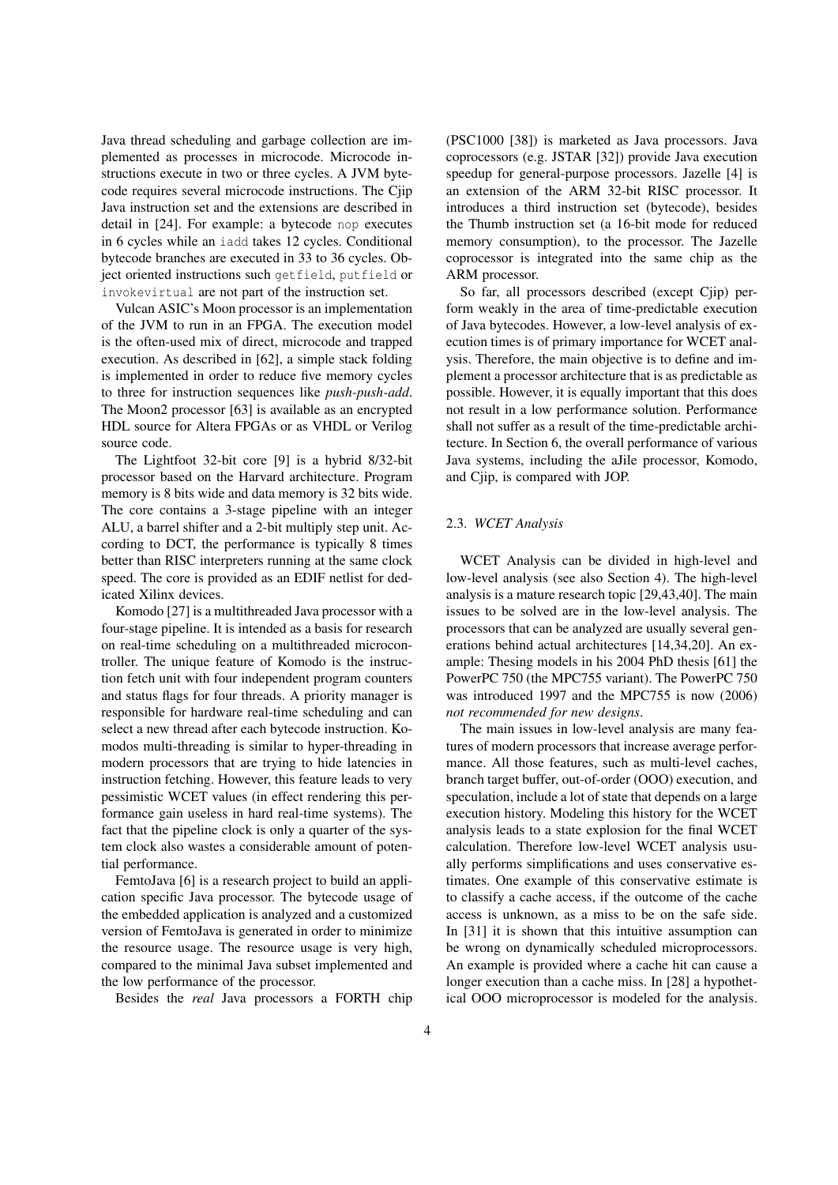Java thread scheduling and garbage collection are implemented as processes in microcode. Microcode instructions execute in two or three cycles. A JVM bytecode requires several microcode instructions. The Cjip Java instruction set and the extensions are described in detail in [24]. For example: a bytecode `nop` executes in 6 cycles while an `iadd` takes 12 cycles. Conditional bytecode branches are executed in 33 to 36 cycles. Object oriented instructions such `getfield`, `putfield` or `invokevirtual` are not part of the instruction set.

Vulcan ASIC's Moon processor is an implementation of the JVM to run in an FPGA. The execution model is the often-used mix of direct, microcode and trapped execution. As described in [62], a simple stack folding is implemented in order to reduce five memory cycles to three for instruction sequences like *push-push-add*. The Moon2 processor [63] is available as an encrypted HDL source for Altera FPGAs or as VHDL or Verilog source code.

The Lightfoot 32-bit core [9] is a hybrid 8/32-bit processor based on the Harvard architecture. Program memory is 8 bits wide and data memory is 32 bits wide. The core contains a 3-stage pipeline with an integer ALU, a barrel shifter and a 2-bit multiply step unit. According to DCT, the performance is typically 8 times better than RISC interpreters running at the same clock speed. The core is provided as an EDIF netlist for dedicated Xilinx devices.

Komodo [27] is a multithreaded Java processor with a four-stage pipeline. It is intended as a basis for research on real-time scheduling on a multithreaded microcontroller. The unique feature of Komodo is the instruction fetch unit with four independent program counters and status flags for four threads. A priority manager is responsible for hardware real-time scheduling and can select a new thread after each bytecode instruction. Komodos multi-threading is similar to hyper-threading in modern processors that are trying to hide latencies in instruction fetching. However, this feature leads to very pessimistic WCET values (in effect rendering this performance gain useless in hard real-time systems). The fact that the pipeline clock is only a quarter of the system clock also wastes a considerable amount of potential performance.

FemtoJava [6] is a research project to build an application specific Java processor. The bytecode usage of the embedded application is analyzed and a customized version of FemtoJava is generated in order to minimize the resource usage. The resource usage is very high, compared to the minimal Java subset implemented and the low performance of the processor.

Besides the *real* Java processors a FORTH chip (PSC1000 [38]) is marketed as Java processors. Java coprocessors (e.g. JSTAR [32]) provide Java execution speedup for general-purpose processors. Jazelle [4] is an extension of the ARM 32-bit RISC processor. It introduces a third instruction set (bytecode), besides the Thumb instruction set (a 16-bit mode for reduced memory consumption), to the processor. The Jazelle coprocessor is integrated into the same chip as the ARM processor.

So far, all processors described (except Cjip) perform weakly in the area of time-predictable execution of Java bytecodes. However, a low-level analysis of execution times is of primary importance for WCET analysis. Therefore, the main objective is to define and implement a processor architecture that is as predictable as possible. However, it is equally important that this does not result in a low performance solution. Performance shall not suffer as a result of the time-predictable architecture. In Section 6, the overall performance of various Java systems, including the aJile processor, Komodo, and Cjip, is compared with JOP.

### 2.3. *WCET Analysis*

WCET Analysis can be divided in high-level and low-level analysis (see also Section 4). The high-level analysis is a mature research topic [29,43,40]. The main issues to be solved are in the low-level analysis. The processors that can be analyzed are usually several generations behind actual architectures [14,34,20]. An example: Thesing models in his 2004 PhD thesis [61] the PowerPC 750 (the MPC755 variant). The PowerPC 750 was introduced 1997 and the MPC755 is now (2006) *not recommended for new designs*.

The main issues in low-level analysis are many features of modern processors that increase average performance. All those features, such as multi-level caches, branch target buffer, out-of-order (OOO) execution, and speculation, include a lot of state that depends on a large execution history. Modeling this history for the WCET analysis leads to a state explosion for the final WCET calculation. Therefore low-level WCET analysis usually performs simplifications and uses conservative estimates. One example of this conservative estimate is to classify a cache access, if the outcome of the cache access is unknown, as a miss to be on the safe side. In [31] it is shown that this intuitive assumption can be wrong on dynamically scheduled microprocessors. An example is provided where a cache hit can cause a longer execution than a cache miss. In [28] a hypothetical OOO microprocessor is modeled for the analysis.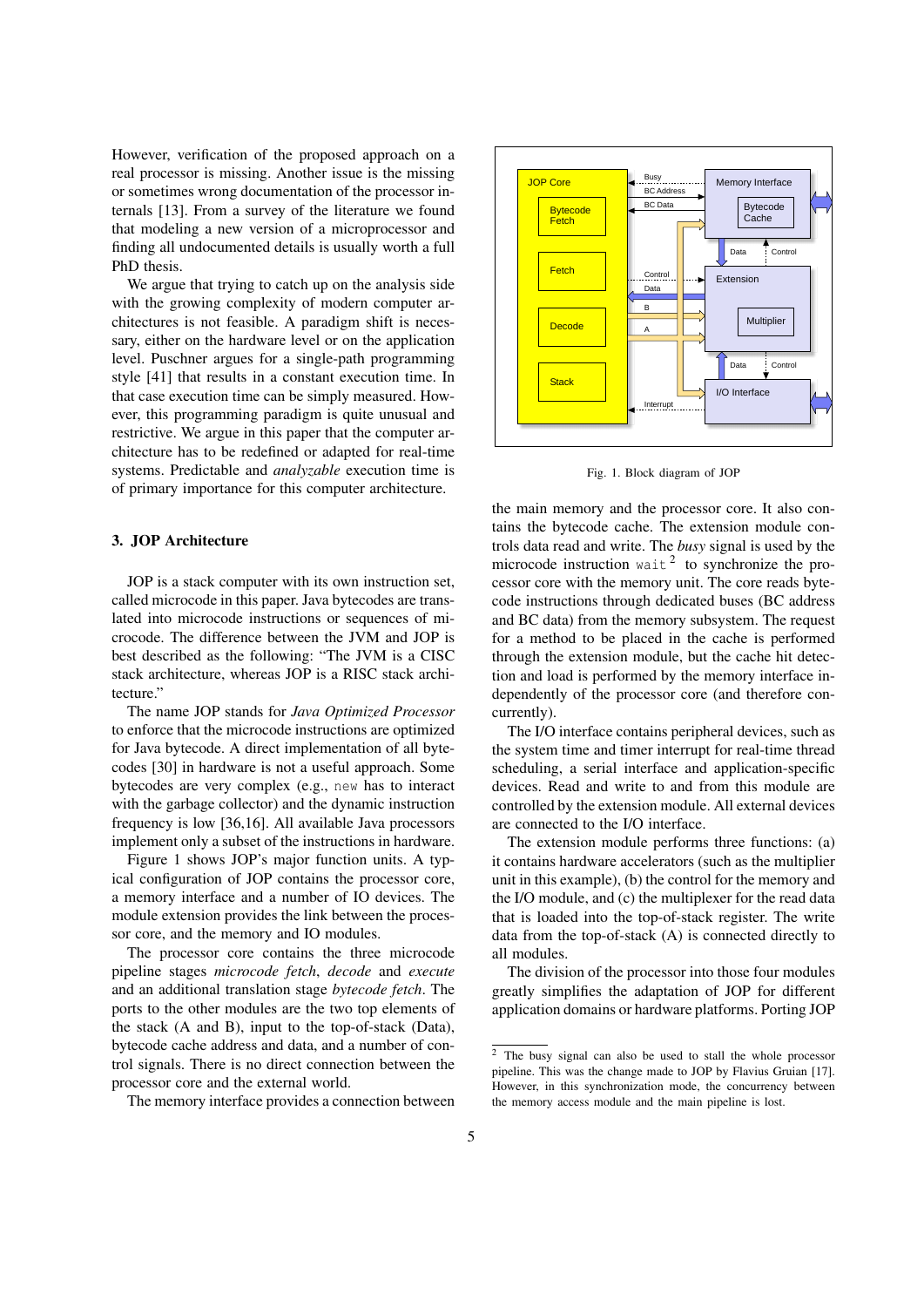However, verification of the proposed approach on a real processor is missing. Another issue is the missing or sometimes wrong documentation of the processor internals [13]. From a survey of the literature we found that modeling a new version of a microprocessor and finding all undocumented details is usually worth a full PhD thesis.

We argue that trying to catch up on the analysis side with the growing complexity of modern computer architectures is not feasible. A paradigm shift is necessary, either on the hardware level or on the application level. Puschner argues for a single-path programming style [41] that results in a constant execution time. In that case execution time can be simply measured. However, this programming paradigm is quite unusual and restrictive. We argue in this paper that the computer architecture has to be redefined or adapted for real-time systems. Predictable and *analyzable* execution time is of primary importance for this computer architecture.

## 3. JOP Architecture

JOP is a stack computer with its own instruction set, called microcode in this paper. Java bytecodes are translated into microcode instructions or sequences of microcode. The difference between the JVM and JOP is best described as the following: "The JVM is a CISC stack architecture, whereas JOP is a RISC stack architecture."

The name JOP stands for *Java Optimized Processor* to enforce that the microcode instructions are optimized for Java bytecode. A direct implementation of all bytecodes [30] in hardware is not a useful approach. Some bytecodes are very complex (e.g., `new` has to interact with the garbage collector) and the dynamic instruction frequency is low [36,16]. All available Java processors implement only a subset of the instructions in hardware.

Figure 1 shows JOP's major function units. A typical configuration of JOP contains the processor core, a memory interface and a number of IO devices. The module extension provides the link between the processor core, and the memory and IO modules.

The processor core contains the three microcode pipeline stages *microcode fetch*, *decode* and *execute* and an additional translation stage *bytecode fetch*. The ports to the other modules are the two top elements of the stack (A and B), input to the top-of-stack (Data), bytecode cache address and data, and a number of control signals. There is no direct connection between the processor core and the external world.

The memory interface provides a connection between the main memory and the processor core. It also contains the bytecode cache. The extension module controls data read and write. The *busy* signal is used by the microcode instruction `wait` [2] to synchronize the processor core with the memory unit. The core reads bytecode instructions through dedicated buses (BC address and BC data) from the memory subsystem. The request for a method to be placed in the cache is performed through the extension module, but the cache hit detection and load is performed by the memory interface independently of the processor core (and therefore concurrently).

Fig. 1. Block diagram of JOP

The I/O interface contains peripheral devices, such as the system time and timer interrupt for real-time thread scheduling, a serial interface and application-specific devices. Read and write to and from this module are controlled by the extension module. All external devices are connected to the I/O interface.

The extension module performs three functions: (a) it contains hardware accelerators (such as the multiplier unit in this example), (b) the control for the memory and the I/O module, and (c) the multiplexer for the read data that is loaded into the top-of-stack register. The write data from the top-of-stack (A) is connected directly to all modules.

The division of the processor into those four modules greatly simplifies the adaptation of JOP for different application domains or hardware platforms. Porting JOP

[2] The busy signal can also be used to stall the whole processor pipeline. This was the change made to JOP by Flavius Gruian [17]. However, in this synchronization mode, the concurrency between the memory access module and the main pipeline is lost.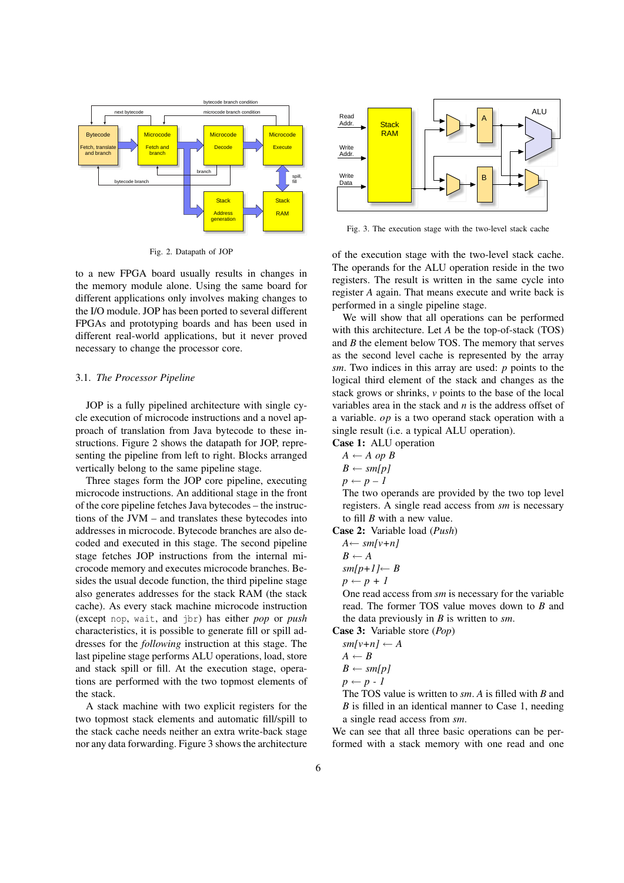bytecode branch condition

next bytecode

microcode branch condition

Bytecode

Fetch, translate and branch

Microcode

Fetch and branch

Microcode

Decode

Microcode

Execute

branch

spill, fill

bytecode branch

Stack

Address generation

Stack

RAM

Fig. 2. Datapath of JOP

to a new FPGA board usually results in changes in the memory module alone. Using the same board for different applications only involves making changes to the I/O module. JOP has been ported to several different FPGAs and prototyping boards and has been used in different real-world applications, but it never proved necessary to change the processor core.

### 3.1. *The Processor Pipeline*

JOP is a fully pipelined architecture with single cycle execution of microcode instructions and a novel approach of translation from Java bytecode to these instructions. Figure 2 shows the datapath for JOP, representing the pipeline from left to right. Blocks arranged vertically belong to the same pipeline stage.

Three stages form the JOP core pipeline, executing microcode instructions. An additional stage in the front of the core pipeline fetches Java bytecodes – the instructions of the JVM – and translates these bytecodes into addresses in microcode. Bytecode branches are also decoded and executed in this stage. The second pipeline stage fetches JOP instructions from the internal microcode memory and executes microcode branches. Besides the usual decode function, the third pipeline stage also generates addresses for the stack RAM (the stack cache). As every stack machine microcode instruction (except `nop`, `wait`, and `jbr`) has either *pop* or *push* characteristics, it is possible to generate fill or spill addresses for the *following* instruction at this stage. The last pipeline stage performs ALU operations, load, store and stack spill or fill. At the execution stage, operations are performed with the two topmost elements of the stack.

A stack machine with two explicit registers for the two topmost stack elements and automatic fill/spill to the stack cache needs neither an extra write-back stage nor any data forwarding. Figure 3 shows the architecture

Read Addr.

Write Addr.

Write Data

Stack RAM

A

B

ALU

Fig. 3. The execution stage with the two-level stack cache

of the execution stage with the two-level stack cache. The operands for the ALU operation reside in the two registers. The result is written in the same cycle into register *A* again. That means execute and write back is performed in a single pipeline stage.

We will show that all operations can be performed with this architecture. Let *A* be the top-of-stack (TOS) and *B* the element below TOS. The memory that serves as the second level cache is represented by the array *sm*. Two indices in this array are used: *p* points to the logical third element of the stack and changes as the stack grows or shrinks, *v* points to the base of the local variables area in the stack and *n* is the address offset of a variable. *op* is a two operand stack operation with a single result (i.e. a typical ALU operation).

**Case 1:** ALU operation

$A \leftarrow A \; op \; B$
$B \leftarrow sm[p]$
$p \leftarrow p - 1$

The two operands are provided by the two top level registers. A single read access from *sm* is necessary to fill *B* with a new value.

**Case 2:** Variable load (*Push*)

$A \leftarrow sm[v+n]$
$B \leftarrow A$
$sm[p+1] \leftarrow B$
$p \leftarrow p + 1$

One read access from *sm* is necessary for the variable read. The former TOS value moves down to *B* and the data previously in *B* is written to *sm*.

**Case 3:** Variable store (*Pop*)

$sm[v+n] \leftarrow A$
$A \leftarrow B$
$B \leftarrow sm[p]$
$p \leftarrow p - 1$

The TOS value is written to *sm*. *A* is filled with *B* and *B* is filled in an identical manner to Case 1, needing a single read access from *sm*.

We can see that all three basic operations can be performed with a stack memory with one read and one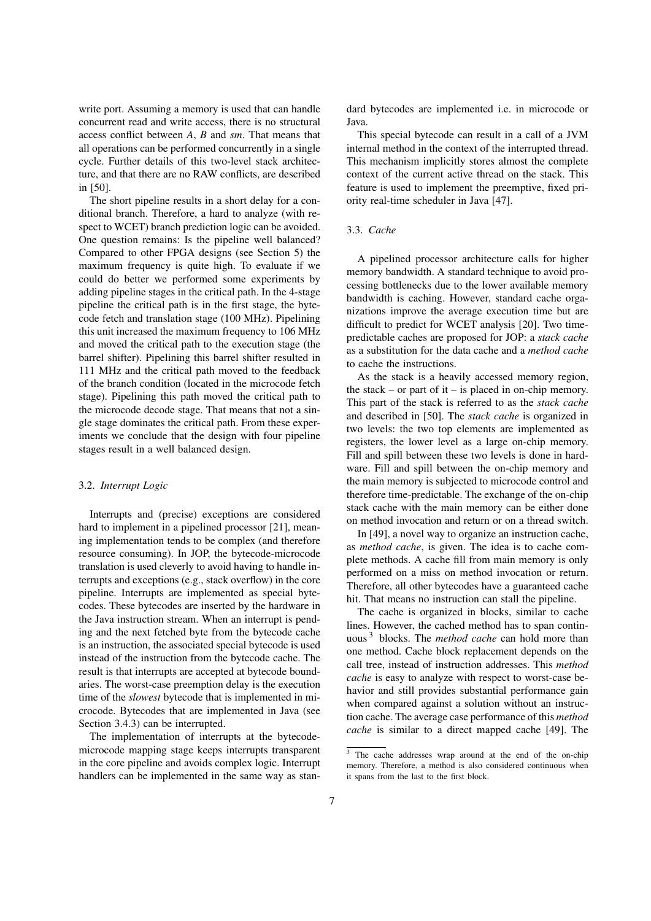write port. Assuming a memory is used that can handle concurrent read and write access, there is no structural access conflict between *A*, *B* and *sm*. That means that all operations can be performed concurrently in a single cycle. Further details of this two-level stack architecture, and that there are no RAW conflicts, are described in [50].

The short pipeline results in a short delay for a conditional branch. Therefore, a hard to analyze (with respect to WCET) branch prediction logic can be avoided. One question remains: Is the pipeline well balanced? Compared to other FPGA designs (see Section 5) the maximum frequency is quite high. To evaluate if we could do better we performed some experiments by adding pipeline stages in the critical path. In the 4-stage pipeline the critical path is in the first stage, the bytecode fetch and translation stage (100 MHz). Pipelining this unit increased the maximum frequency to 106 MHz and moved the critical path to the execution stage (the barrel shifter). Pipelining this barrel shifter resulted in 111 MHz and the critical path moved to the feedback of the branch condition (located in the microcode fetch stage). Pipelining this path moved the critical path to the microcode decode stage. That means that not a single stage dominates the critical path. From these experiments we conclude that the design with four pipeline stages result in a well balanced design.

### 3.2. *Interrupt Logic*

Interrupts and (precise) exceptions are considered hard to implement in a pipelined processor [21], meaning implementation tends to be complex (and therefore resource consuming). In JOP, the bytecode-microcode translation is used cleverly to avoid having to handle interrupts and exceptions (e.g., stack overflow) in the core pipeline. Interrupts are implemented as special bytecodes. These bytecodes are inserted by the hardware in the Java instruction stream. When an interrupt is pending and the next fetched byte from the bytecode cache is an instruction, the associated special bytecode is used instead of the instruction from the bytecode cache. The result is that interrupts are accepted at bytecode boundaries. The worst-case preemption delay is the execution time of the *slowest* bytecode that is implemented in microcode. Bytecodes that are implemented in Java (see Section 3.4.3) can be interrupted.

The implementation of interrupts at the bytecode-microcode mapping stage keeps interrupts transparent in the core pipeline and avoids complex logic. Interrupt handlers can be implemented in the same way as standard bytecodes are implemented i.e. in microcode or Java.

This special bytecode can result in a call of a JVM internal method in the context of the interrupted thread. This mechanism implicitly stores almost the complete context of the current active thread on the stack. This feature is used to implement the preemptive, fixed priority real-time scheduler in Java [47].

### 3.3. *Cache*

A pipelined processor architecture calls for higher memory bandwidth. A standard technique to avoid processing bottlenecks due to the lower available memory bandwidth is caching. However, standard cache organizations improve the average execution time but are difficult to predict for WCET analysis [20]. Two time-predictable caches are proposed for JOP: a *stack cache* as a substitution for the data cache and a *method cache* to cache the instructions.

As the stack is a heavily accessed memory region, the stack – or part of it – is placed in on-chip memory. This part of the stack is referred to as the *stack cache* and described in [50]. The *stack cache* is organized in two levels: the two top elements are implemented as registers, the lower level as a large on-chip memory. Fill and spill between these two levels is done in hardware. Fill and spill between the on-chip memory and the main memory is subjected to microcode control and therefore time-predictable. The exchange of the on-chip stack cache with the main memory can be either done on method invocation and return or on a thread switch.

In [49], a novel way to organize an instruction cache, as *method cache*, is given. The idea is to cache complete methods. A cache fill from main memory is only performed on a miss on method invocation or return. Therefore, all other bytecodes have a guaranteed cache hit. That means no instruction can stall the pipeline.

The cache is organized in blocks, similar to cache lines. However, the cached method has to span continuous [3] blocks. The *method cache* can hold more than one method. Cache block replacement depends on the call tree, instead of instruction addresses. This *method cache* is easy to analyze with respect to worst-case behavior and still provides substantial performance gain when compared against a solution without an instruction cache. The average case performance of this *method cache* is similar to a direct mapped cache [49]. The

[3] The cache addresses wrap around at the end of the on-chip memory. Therefore, a method is also considered continuous when it spans from the last to the first block.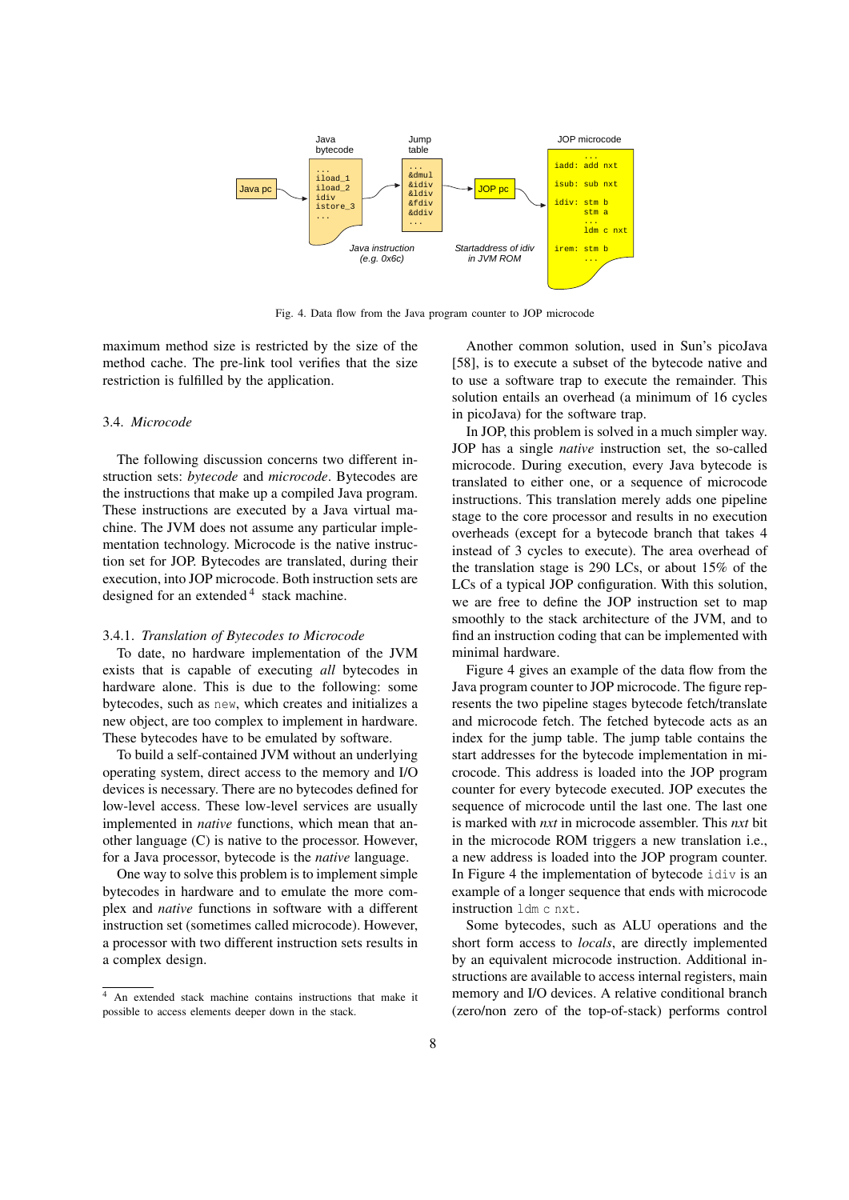Fig. 4. Data flow from the Java program counter to JOP microcode

maximum method size is restricted by the size of the method cache. The pre-link tool verifies that the size restriction is fulfilled by the application.

### 3.4. *Microcode*

The following discussion concerns two different instruction sets: *bytecode* and *microcode*. Bytecodes are the instructions that make up a compiled Java program. These instructions are executed by a Java virtual machine. The JVM does not assume any particular implementation technology. Microcode is the native instruction set for JOP. Bytecodes are translated, during their execution, into JOP microcode. Both instruction sets are designed for an extended[4] stack machine.

#### 3.4.1. *Translation of Bytecodes to Microcode*

To date, no hardware implementation of the JVM exists that is capable of executing *all* bytecodes in hardware alone. This is due to the following: some bytecodes, such as `new`, which creates and initializes a new object, are too complex to implement in hardware. These bytecodes have to be emulated by software.

To build a self-contained JVM without an underlying operating system, direct access to the memory and I/O devices is necessary. There are no bytecodes defined for low-level access. These low-level services are usually implemented in *native* functions, which mean that another language (C) is native to the processor. However, for a Java processor, bytecode is the *native* language.

One way to solve this problem is to implement simple bytecodes in hardware and to emulate the more complex and *native* functions in software with a different instruction set (sometimes called microcode). However, a processor with two different instruction sets results in a complex design.

[4] An extended stack machine contains instructions that make it possible to access elements deeper down in the stack.

Another common solution, used in Sun's picoJava [58], is to execute a subset of the bytecode native and to use a software trap to execute the remainder. This solution entails an overhead (a minimum of 16 cycles in picoJava) for the software trap.

In JOP, this problem is solved in a much simpler way. JOP has a single *native* instruction set, the so-called microcode. During execution, every Java bytecode is translated to either one, or a sequence of microcode instructions. This translation merely adds one pipeline stage to the core processor and results in no execution overheads (except for a bytecode branch that takes 4 instead of 3 cycles to execute). The area overhead of the translation stage is 290 LCs, or about 15% of the LCs of a typical JOP configuration. With this solution, we are free to define the JOP instruction set to map smoothly to the stack architecture of the JVM, and to find an instruction coding that can be implemented with minimal hardware.

Figure 4 gives an example of the data flow from the Java program counter to JOP microcode. The figure represents the two pipeline stages bytecode fetch/translate and microcode fetch. The fetched bytecode acts as an index for the jump table. The jump table contains the start addresses for the bytecode implementation in microcode. This address is loaded into the JOP program counter for every bytecode executed. JOP executes the sequence of microcode until the last one. The last one is marked with *nxt* in microcode assembler. This *nxt* bit in the microcode ROM triggers a new translation i.e., a new address is loaded into the JOP program counter. In Figure 4 the implementation of bytecode `idiv` is an example of a longer sequence that ends with microcode instruction `ldm c nxt`.

Some bytecodes, such as ALU operations and the short form access to *locals*, are directly implemented by an equivalent microcode instruction. Additional instructions are available to access internal registers, main memory and I/O devices. A relative conditional branch (zero/non zero of the top-of-stack) performs control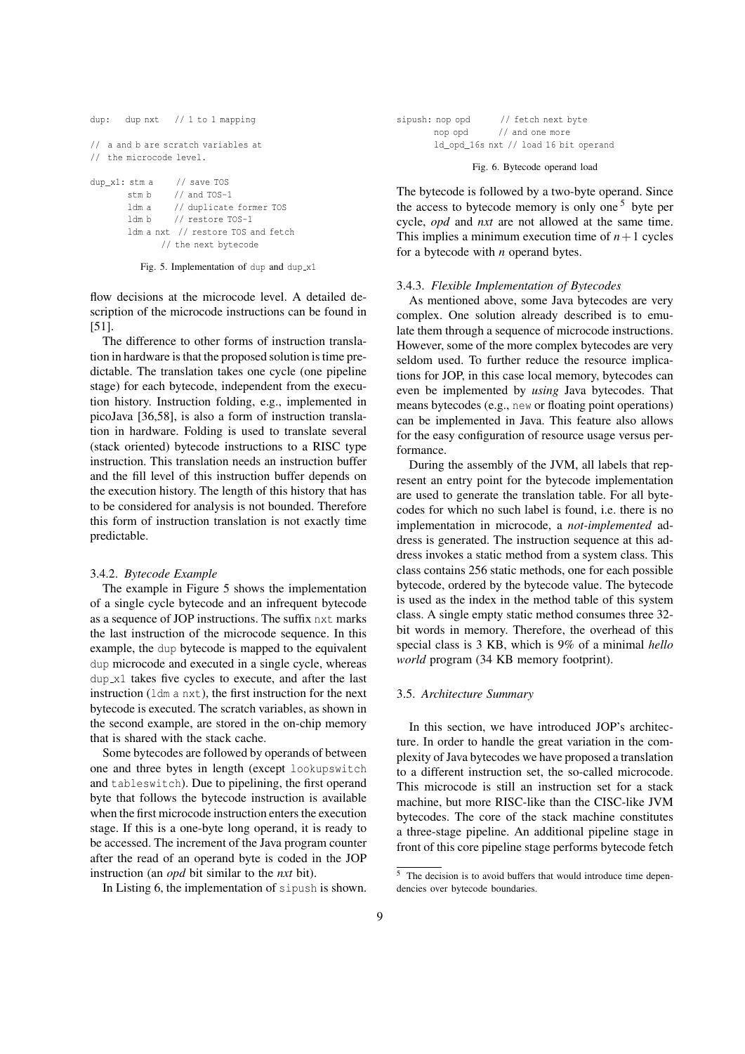```
dup:   dup nxt   // 1 to 1 mapping

//  a and b are scratch variables at
//  the microcode level.

dup_x1: stm a     // save TOS
        stm b     // and TOS-1
        ldm a     // duplicate former TOS
        ldm b     // restore TOS-1
        ldm a nxt  // restore TOS and fetch
              // the next bytecode
```

Fig. 5. Implementation of dup and dup_x1

flow decisions at the microcode level. A detailed description of the microcode instructions can be found in [51].

The difference to other forms of instruction translation in hardware is that the proposed solution is time predictable. The translation takes one cycle (one pipeline stage) for each bytecode, independent from the execution history. Instruction folding, e.g., implemented in picoJava [36,58], is also a form of instruction translation in hardware. Folding is used to translate several (stack oriented) bytecode instructions to a RISC type instruction. This translation needs an instruction buffer and the fill level of this instruction buffer depends on the execution history. The length of this history that has to be considered for analysis is not bounded. Therefore this form of instruction translation is not exactly time predictable.

### 3.4.2. *Bytecode Example*

The example in Figure 5 shows the implementation of a single cycle bytecode and an infrequent bytecode as a sequence of JOP instructions. The suffix `nxt` marks the last instruction of the microcode sequence. In this example, the `dup` bytecode is mapped to the equivalent `dup` microcode and executed in a single cycle, whereas `dup_x1` takes five cycles to execute, and after the last instruction (`ldm a nxt`), the first instruction for the next bytecode is executed. The scratch variables, as shown in the second example, are stored in the on-chip memory that is shared with the stack cache.

Some bytecodes are followed by operands of between one and three bytes in length (except `lookupswitch` and `tableswitch`). Due to pipelining, the first operand byte that follows the bytecode instruction is available when the first microcode instruction enters the execution stage. If this is a one-byte long operand, it is ready to be accessed. The increment of the Java program counter after the read of an operand byte is coded in the JOP instruction (an *opd* bit similar to the *nxt* bit).

In Listing 6, the implementation of `sipush` is shown.

```
sipush: nop opd       // fetch next byte
        nop opd       // and one more
        ld_opd_16s nxt // load 16 bit operand
```

Fig. 6. Bytecode operand load

The bytecode is followed by a two-byte operand. Since the access to bytecode memory is only one[5] byte per cycle, *opd* and *nxt* are not allowed at the same time. This implies a minimum execution time of $n+1$ cycles for a bytecode with $n$ operand bytes.

### 3.4.3. *Flexible Implementation of Bytecodes*

As mentioned above, some Java bytecodes are very complex. One solution already described is to emulate them through a sequence of microcode instructions. However, some of the more complex bytecodes are very seldom used. To further reduce the resource implications for JOP, in this case local memory, bytecodes can even be implemented by *using* Java bytecodes. That means bytecodes (e.g., `new` or floating point operations) can be implemented in Java. This feature also allows for the easy configuration of resource usage versus performance.

During the assembly of the JVM, all labels that represent an entry point for the bytecode implementation are used to generate the translation table. For all bytecodes for which no such label is found, i.e. there is no implementation in microcode, a *not-implemented* address is generated. The instruction sequence at this address invokes a static method from a system class. This class contains 256 static methods, one for each possible bytecode, ordered by the bytecode value. The bytecode is used as the index in the method table of this system class. A single empty static method consumes three 32-bit words in memory. Therefore, the overhead of this special class is 3 KB, which is 9% of a minimal *hello world* program (34 KB memory footprint).

### 3.5. *Architecture Summary*

In this section, we have introduced JOP's architecture. In order to handle the great variation in the complexity of Java bytecodes we have proposed a translation to a different instruction set, the so-called microcode. This microcode is still an instruction set for a stack machine, but more RISC-like than the CISC-like JVM bytecodes. The core of the stack machine constitutes a three-stage pipeline. An additional pipeline stage in front of this core pipeline stage performs bytecode fetch

---

[5] The decision is to avoid buffers that would introduce time dependencies over bytecode boundaries.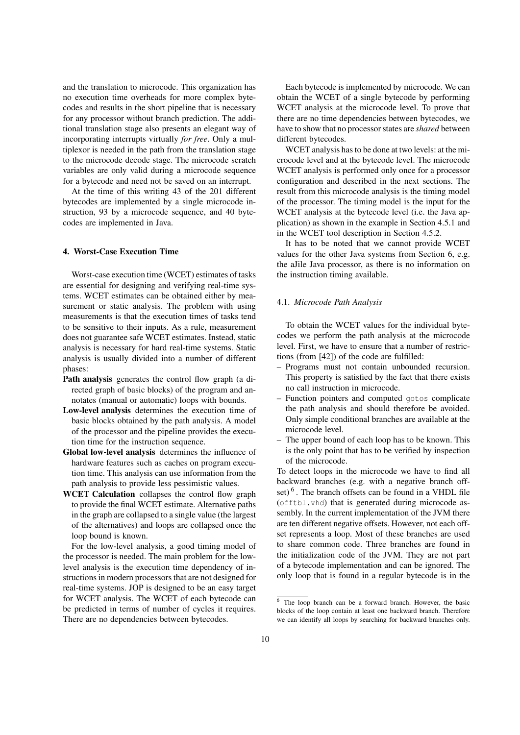and the translation to microcode. This organization has no execution time overheads for more complex bytecodes and results in the short pipeline that is necessary for any processor without branch prediction. The additional translation stage also presents an elegant way of incorporating interrupts virtually *for free*. Only a multiplexor is needed in the path from the translation stage to the microcode decode stage. The microcode scratch variables are only valid during a microcode sequence for a bytecode and need not be saved on an interrupt.

At the time of this writing 43 of the 201 different bytecodes are implemented by a single microcode instruction, 93 by a microcode sequence, and 40 bytecodes are implemented in Java.

## 4. Worst-Case Execution Time

Worst-case execution time (WCET) estimates of tasks are essential for designing and verifying real-time systems. WCET estimates can be obtained either by measurement or static analysis. The problem with using measurements is that the execution times of tasks tend to be sensitive to their inputs. As a rule, measurement does not guarantee safe WCET estimates. Instead, static analysis is necessary for hard real-time systems. Static analysis is usually divided into a number of different phases:

**Path analysis** generates the control flow graph (a directed graph of basic blocks) of the program and annotates (manual or automatic) loops with bounds.

**Low-level analysis** determines the execution time of basic blocks obtained by the path analysis. A model of the processor and the pipeline provides the execution time for the instruction sequence.

**Global low-level analysis** determines the influence of hardware features such as caches on program execution time. This analysis can use information from the path analysis to provide less pessimistic values.

**WCET Calculation** collapses the control flow graph to provide the final WCET estimate. Alternative paths in the graph are collapsed to a single value (the largest of the alternatives) and loops are collapsed once the loop bound is known.

For the low-level analysis, a good timing model of the processor is needed. The main problem for the low-level analysis is the execution time dependency of instructions in modern processors that are not designed for real-time systems. JOP is designed to be an easy target for WCET analysis. The WCET of each bytecode can be predicted in terms of number of cycles it requires. There are no dependencies between bytecodes.

Each bytecode is implemented by microcode. We can obtain the WCET of a single bytecode by performing WCET analysis at the microcode level. To prove that there are no time dependencies between bytecodes, we have to show that no processor states are *shared* between different bytecodes.

WCET analysis has to be done at two levels: at the microcode level and at the bytecode level. The microcode WCET analysis is performed only once for a processor configuration and described in the next sections. The result from this microcode analysis is the timing model of the processor. The timing model is the input for the WCET analysis at the bytecode level (i.e. the Java application) as shown in the example in Section 4.5.1 and in the WCET tool description in Section 4.5.2.

It has to be noted that we cannot provide WCET values for the other Java systems from Section 6, e.g. the aJile Java processor, as there is no information on the instruction timing available.

### 4.1. *Microcode Path Analysis*

To obtain the WCET values for the individual bytecodes we perform the path analysis at the microcode level. First, we have to ensure that a number of restrictions (from [42]) of the code are fulfilled:

- Programs must not contain unbounded recursion. This property is satisfied by the fact that there exists no call instruction in microcode.
- Function pointers and computed `gotos` complicate the path analysis and should therefore be avoided. Only simple conditional branches are available at the microcode level.
- The upper bound of each loop has to be known. This is the only point that has to be verified by inspection of the microcode.

To detect loops in the microcode we have to find all backward branches (e.g. with a negative branch offset) [6]. The branch offsets can be found in a VHDL file (`offtbl.vhd`) that is generated during microcode assembly. In the current implementation of the JVM there are ten different negative offsets. However, not each offset represents a loop. Most of these branches are used to share common code. Three branches are found in the initialization code of the JVM. They are not part of a bytecode implementation and can be ignored. The only loop that is found in a regular bytecode is in the

[6] The loop branch can be a forward branch. However, the basic blocks of the loop contain at least one backward branch. Therefore we can identify all loops by searching for backward branches only.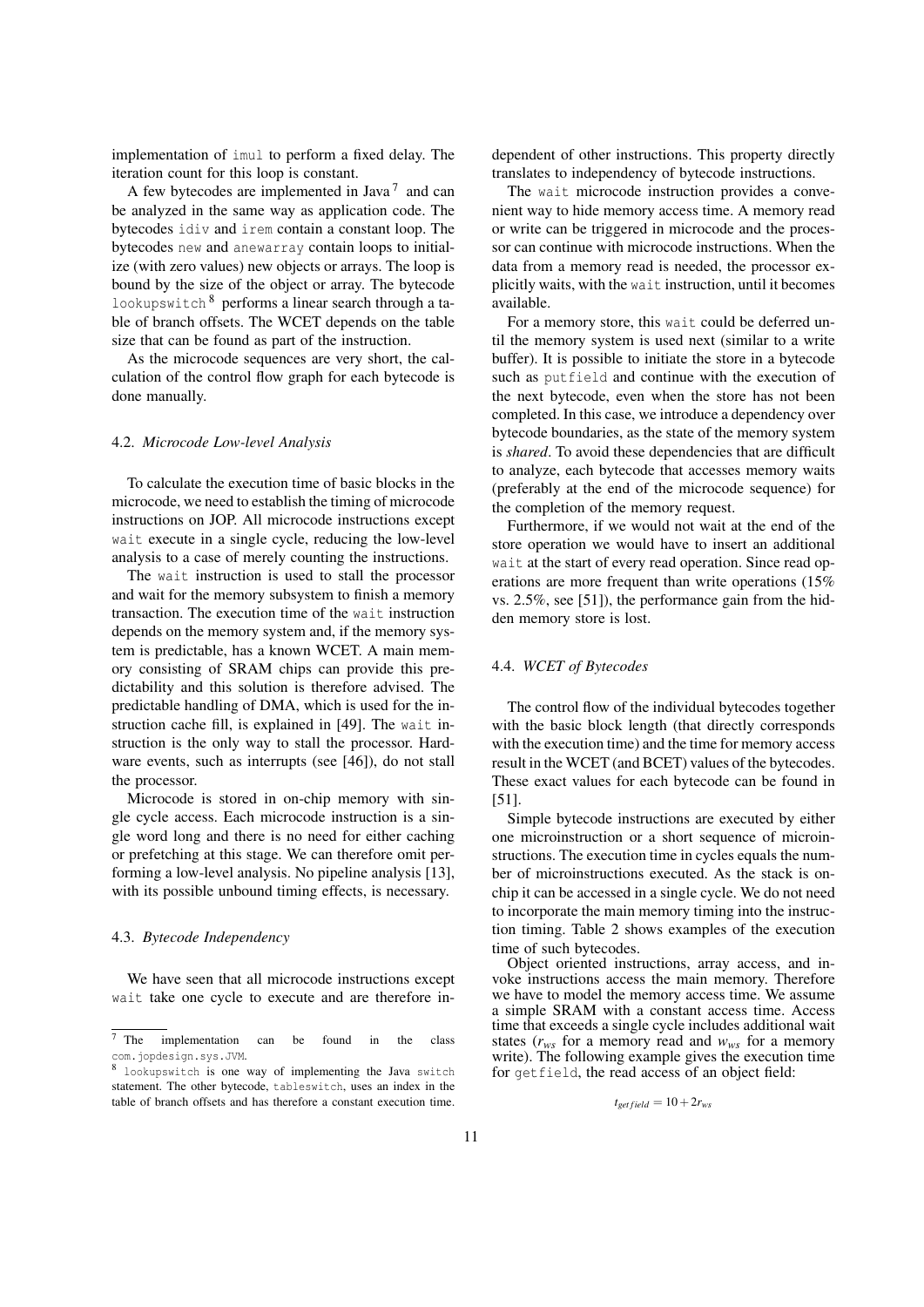implementation of `imul` to perform a fixed delay. The iteration count for this loop is constant.

A few bytecodes are implemented in Java [7] and can be analyzed in the same way as application code. The bytecodes `idiv` and `irem` contain a constant loop. The bytecodes `new` and `anewarray` contain loops to initialize (with zero values) new objects or arrays. The loop is bound by the size of the object or array. The bytecode `lookupswitch` [8] performs a linear search through a table of branch offsets. The WCET depends on the table size that can be found as part of the instruction.

As the microcode sequences are very short, the calculation of the control flow graph for each bytecode is done manually.

### 4.2. *Microcode Low-level Analysis*

To calculate the execution time of basic blocks in the microcode, we need to establish the timing of microcode instructions on JOP. All microcode instructions except `wait` execute in a single cycle, reducing the low-level analysis to a case of merely counting the instructions.

The `wait` instruction is used to stall the processor and wait for the memory subsystem to finish a memory transaction. The execution time of the `wait` instruction depends on the memory system and, if the memory system is predictable, has a known WCET. A main memory consisting of SRAM chips can provide this predictability and this solution is therefore advised. The predictable handling of DMA, which is used for the instruction cache fill, is explained in [49]. The `wait` instruction is the only way to stall the processor. Hardware events, such as interrupts (see [46]), do not stall the processor.

Microcode is stored in on-chip memory with single cycle access. Each microcode instruction is a single word long and there is no need for either caching or prefetching at this stage. We can therefore omit performing a low-level analysis. No pipeline analysis [13], with its possible unbound timing effects, is necessary.

### 4.3. *Bytecode Independency*

We have seen that all microcode instructions except `wait` take one cycle to execute and are therefore independent of other instructions. This property directly translates to independency of bytecode instructions.

The `wait` microcode instruction provides a convenient way to hide memory access time. A memory read or write can be triggered in microcode and the processor can continue with microcode instructions. When the data from a memory read is needed, the processor explicitly waits, with the `wait` instruction, until it becomes available.

For a memory store, this `wait` could be deferred until the memory system is used next (similar to a write buffer). It is possible to initiate the store in a bytecode such as `putfield` and continue with the execution of the next bytecode, even when the store has not been completed. In this case, we introduce a dependency over bytecode boundaries, as the state of the memory system is *shared*. To avoid these dependencies that are difficult to analyze, each bytecode that accesses memory waits (preferably at the end of the microcode sequence) for the completion of the memory request.

Furthermore, if we would not wait at the end of the store operation we would have to insert an additional `wait` at the start of every read operation. Since read operations are more frequent than write operations (15% vs. 2.5%, see [51]), the performance gain from the hidden memory store is lost.

### 4.4. *WCET of Bytecodes*

The control flow of the individual bytecodes together with the basic block length (that directly corresponds with the execution time) and the time for memory access result in the WCET (and BCET) values of the bytecodes. These exact values for each bytecode can be found in [51].

Simple bytecode instructions are executed by either one microinstruction or a short sequence of microinstructions. The execution time in cycles equals the number of microinstructions executed. As the stack is on-chip it can be accessed in a single cycle. We do not need to incorporate the main memory timing into the instruction timing. Table 2 shows examples of the execution time of such bytecodes.

Object oriented instructions, array access, and invoke instructions access the main memory. Therefore we have to model the memory access time. We assume a simple SRAM with a constant access time. Access time that exceeds a single cycle includes additional wait states ($r_{ws}$ for a memory read and $w_{ws}$ for a memory write). The following example gives the execution time for `getfield`, the read access of an object field:

$$t_{getfield} = 10 + 2r_{ws}$$

---

[7] The implementation can be found in the class `com.jopdesign.sys.JVM`.

[8] `lookupswitch` is one way of implementing the Java `switch` statement. The other bytecode, `tableswitch`, uses an index in the table of branch offsets and has therefore a constant execution time.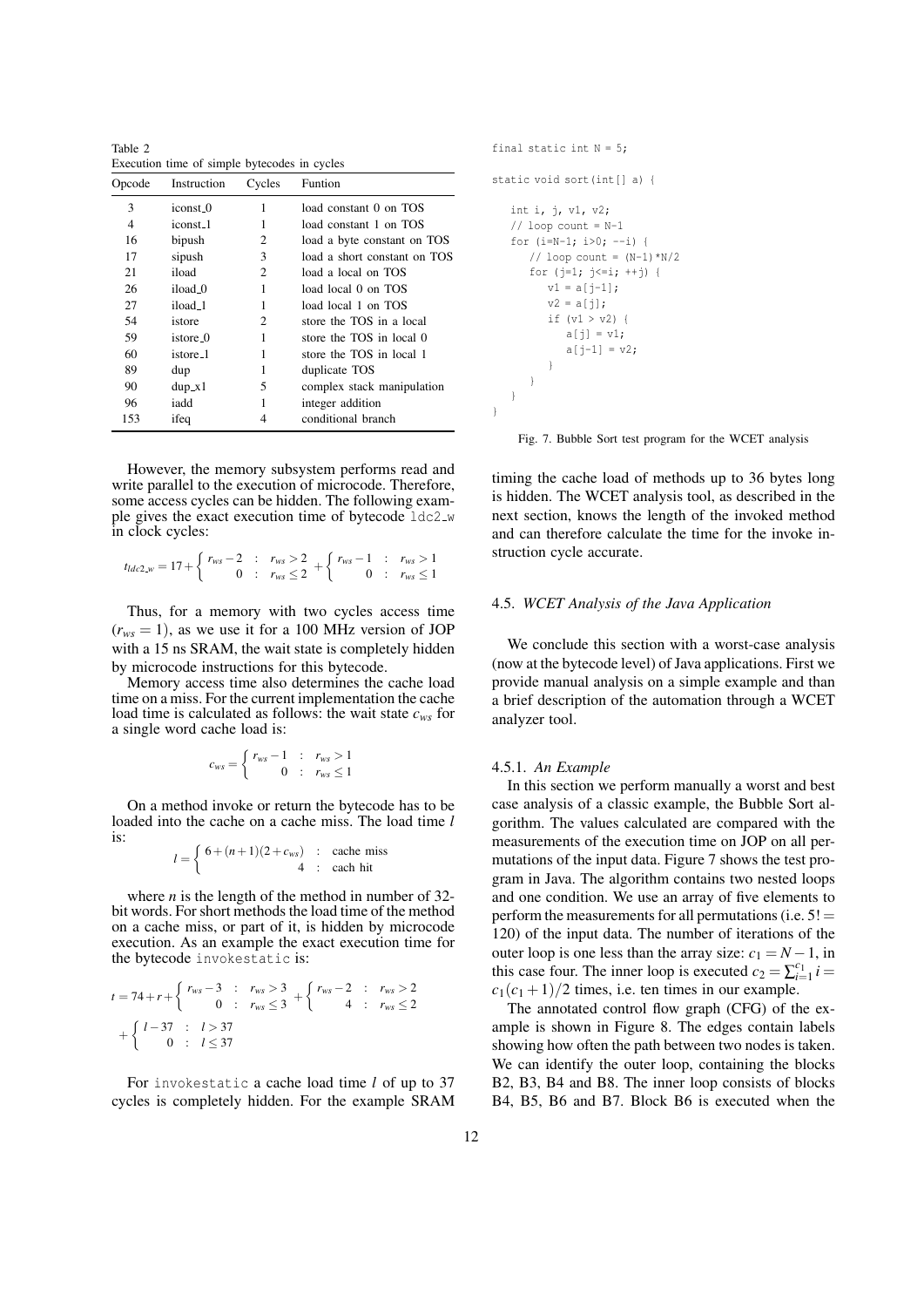Table 2
Execution time of simple bytecodes in cycles

| Opcode | Instruction | Cycles | Funtion |
|---|---|---|---|
| 3 | iconst_0 | 1 | load constant 0 on TOS |
| 4 | iconst_1 | 1 | load constant 1 on TOS |
| 16 | bipush | 2 | load a byte constant on TOS |
| 17 | sipush | 3 | load a short constant on TOS |
| 21 | iload | 2 | load a local on TOS |
| 26 | iload_0 | 1 | load local 0 on TOS |
| 27 | iload_1 | 1 | load local 1 on TOS |
| 54 | istore | 2 | store the TOS in a local |
| 59 | istore_0 | 1 | store the TOS in local 0 |
| 60 | istore_1 | 1 | store the TOS in local 1 |
| 89 | dup | 1 | duplicate TOS |
| 90 | dup_x1 | 5 | complex stack manipulation |
| 96 | iadd | 1 | integer addition |
| 153 | ifeq | 4 | conditional branch |

However, the memory subsystem performs read and write parallel to the execution of microcode. Therefore, some access cycles can be hidden. The following example gives the exact execution time of bytecode `ldc2_w` in clock cycles:

$$t_{ldc2\_w} = 17 + \begin{cases} r_{ws} - 2 & : \quad r_{ws} > 2 \\ 0 & : \quad r_{ws} \leq 2 \end{cases} + \begin{cases} r_{ws} - 1 & : \quad r_{ws} > 1 \\ 0 & : \quad r_{ws} \leq 1 \end{cases}$$

Thus, for a memory with two cycles access time ($r_{ws} = 1$), as we use it for a 100 MHz version of JOP with a 15 ns SRAM, the wait state is completely hidden by microcode instructions for this bytecode.

Memory access time also determines the cache load time on a miss. For the current implementation the cache load time is calculated as follows: the wait state $c_{ws}$ for a single word cache load is:

$$c_{ws} = \begin{cases} r_{ws} - 1 & : \quad r_{ws} > 1 \\ 0 & : \quad r_{ws} \leq 1 \end{cases}$$

On a method invoke or return the bytecode has to be loaded into the cache on a cache miss. The load time $l$ is:

$$l = \begin{cases} 6 + (n+1)(2 + c_{ws}) & : \quad \text{cache miss} \\ 4 & : \quad \text{cach hit} \end{cases}$$

where $n$ is the length of the method in number of 32-bit words. For short methods the load time of the method on a cache miss, or part of it, is hidden by microcode execution. As an example the exact execution time for the bytecode `invokestatic` is:

$$t = 74 + r + \begin{cases} r_{ws} - 3 & : \quad r_{ws} > 3 \\ 0 & : \quad r_{ws} \leq 3 \end{cases} + \begin{cases} r_{ws} - 2 & : \quad r_{ws} > 2 \\ 4 & : \quad r_{ws} \leq 2 \end{cases}$$
$$+ \begin{cases} l - 37 & : \quad l > 37 \\ 0 & : \quad l \leq 37 \end{cases}$$

For `invokestatic` a cache load time $l$ of up to 37 cycles is completely hidden. For the example SRAM timing the cache load of methods up to 36 bytes long is hidden. The WCET analysis tool, as described in the next section, knows the length of the invoked method and can therefore calculate the time for the invoke instruction cycle accurate.

```
final static int N = 5;

static void sort(int[] a) {

   int i, j, v1, v2;
   // loop count = N-1
   for (i=N-1; i>0; --i) {
      // loop count = (N-1)*N/2
      for (j=1; j<=i; ++j) {
         v1 = a[j-1];
         v2 = a[j];
         if (v1 > v2) {
            a[j] = v1;
            a[j-1] = v2;
         }
      }
   }
}
```

Fig. 7. Bubble Sort test program for the WCET analysis

### 4.5. *WCET Analysis of the Java Application*

We conclude this section with a worst-case analysis (now at the bytecode level) of Java applications. First we provide manual analysis on a simple example and than a brief description of the automation through a WCET analyzer tool.

#### 4.5.1. *An Example*

In this section we perform manually a worst and best case analysis of a classic example, the Bubble Sort algorithm. The values calculated are compared with the measurements of the execution time on JOP on all permutations of the input data. Figure 7 shows the test program in Java. The algorithm contains two nested loops and one condition. We use an array of five elements to perform the measurements for all permutations (i.e. $5! = 120$) of the input data. The number of iterations of the outer loop is one less than the array size: $c_1 = N - 1$, in this case four. The inner loop is executed $c_2 = \sum_{i=1}^{c_1} i = c_1(c_1+1)/2$ times, i.e. ten times in our example.

The annotated control flow graph (CFG) of the example is shown in Figure 8. The edges contain labels showing how often the path between two nodes is taken. We can identify the outer loop, containing the blocks B2, B3, B4 and B8. The inner loop consists of blocks B4, B5, B6 and B7. Block B6 is executed when the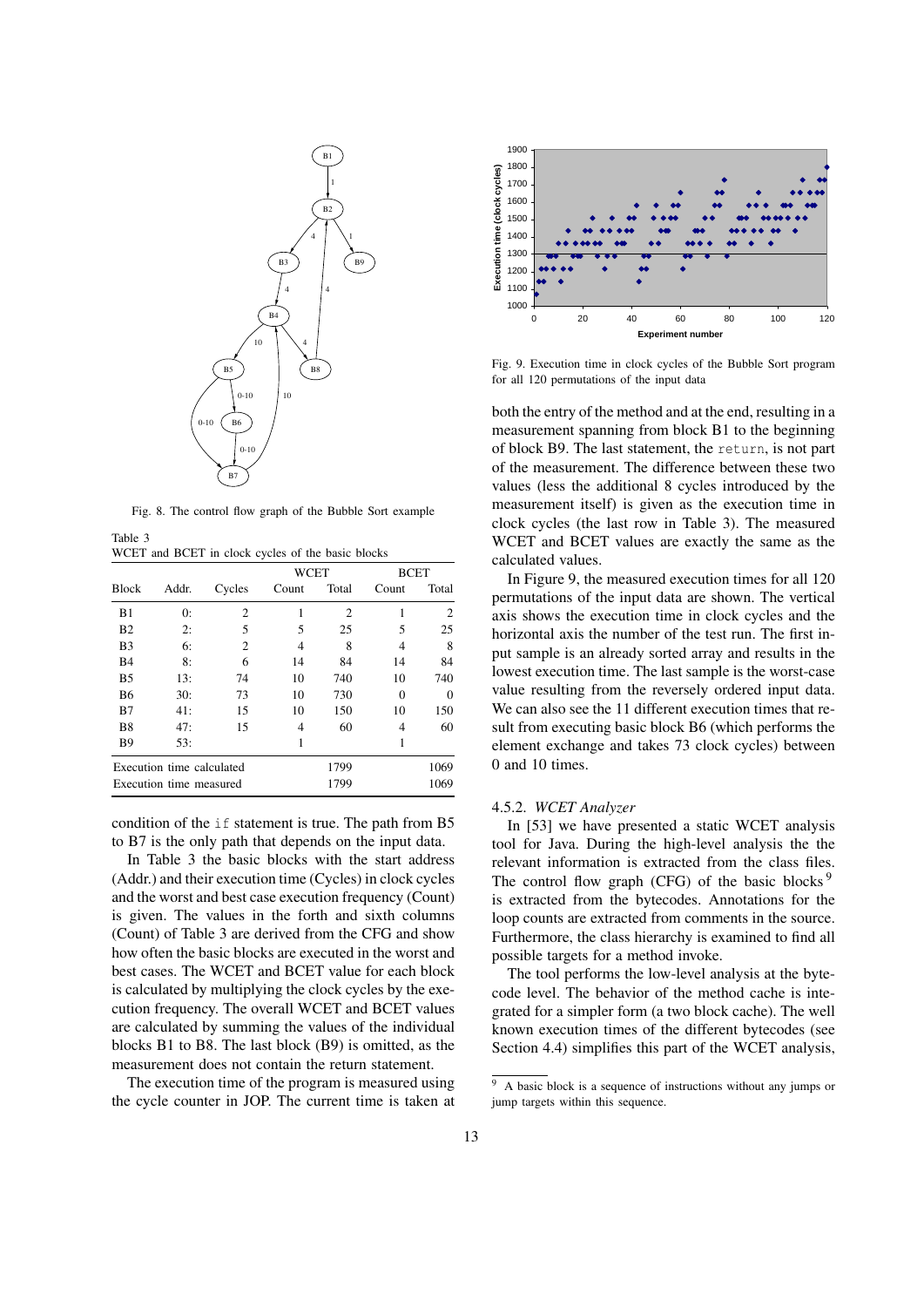Fig. 8. The control flow graph of the Bubble Sort example

Table 3
WCET and BCET in clock cycles of the basic blocks

| Block | Addr. | Cycles | WCET | | BCET | |
|---|---|---|---|---|---|---|
| | | | Count | Total | Count | Total |
| B1 | 0: | 2 | 1 | 2 | 1 | 2 |
| B2 | 2: | 5 | 5 | 25 | 5 | 25 |
| B3 | 6: | 2 | 4 | 8 | 4 | 8 |
| B4 | 8: | 6 | 14 | 84 | 14 | 84 |
| B5 | 13: | 74 | 10 | 740 | 10 | 740 |
| B6 | 30: | 73 | 10 | 730 | 0 | 0 |
| B7 | 41: | 15 | 10 | 150 | 10 | 150 |
| B8 | 47: | 15 | 4 | 60 | 4 | 60 |
| B9 | 53: | | 1 | | 1 | |
| Execution time calculated | | | | 1799 | | 1069 |
| Execution time measured | | | | 1799 | | 1069 |

condition of the `if` statement is true. The path from B5 to B7 is the only path that depends on the input data.

In Table 3 the basic blocks with the start address (Addr.) and their execution time (Cycles) in clock cycles and the worst and best case execution frequency (Count) is given. The values in the forth and sixth columns (Count) of Table 3 are derived from the CFG and show how often the basic blocks are executed in the worst and best cases. The WCET and BCET value for each block is calculated by multiplying the clock cycles by the execution frequency. The overall WCET and BCET values are calculated by summing the values of the individual blocks B1 to B8. The last block (B9) is omitted, as the measurement does not contain the return statement.

The execution time of the program is measured using the cycle counter in JOP. The current time is taken at both the entry of the method and at the end, resulting in a measurement spanning from block B1 to the beginning of block B9. The last statement, the `return`, is not part of the measurement. The difference between these two values (less the additional 8 cycles introduced by the measurement itself) is given as the execution time in clock cycles (the last row in Table 3). The measured WCET and BCET values are exactly the same as the calculated values.

Fig. 9. Execution time in clock cycles of the Bubble Sort program for all 120 permutations of the input data

In Figure 9, the measured execution times for all 120 permutations of the input data are shown. The vertical axis shows the execution time in clock cycles and the horizontal axis the number of the test run. The first input sample is an already sorted array and results in the lowest execution time. The last sample is the worst-case value resulting from the reversely ordered input data. We can also see the 11 different execution times that result from executing basic block B6 (which performs the element exchange and takes 73 clock cycles) between 0 and 10 times.

#### 4.5.2. *WCET Analyzer*

In [53] we have presented a static WCET analysis tool for Java. During the high-level analysis the the relevant information is extracted from the class files. The control flow graph (CFG) of the basic blocks [9] is extracted from the bytecodes. Annotations for the loop counts are extracted from comments in the source. Furthermore, the class hierarchy is examined to find all possible targets for a method invoke.

The tool performs the low-level analysis at the bytecode level. The behavior of the method cache is integrated for a simpler form (a two block cache). The well known execution times of the different bytecodes (see Section 4.4) simplifies this part of the WCET analysis,

[9] A basic block is a sequence of instructions without any jumps or jump targets within this sequence.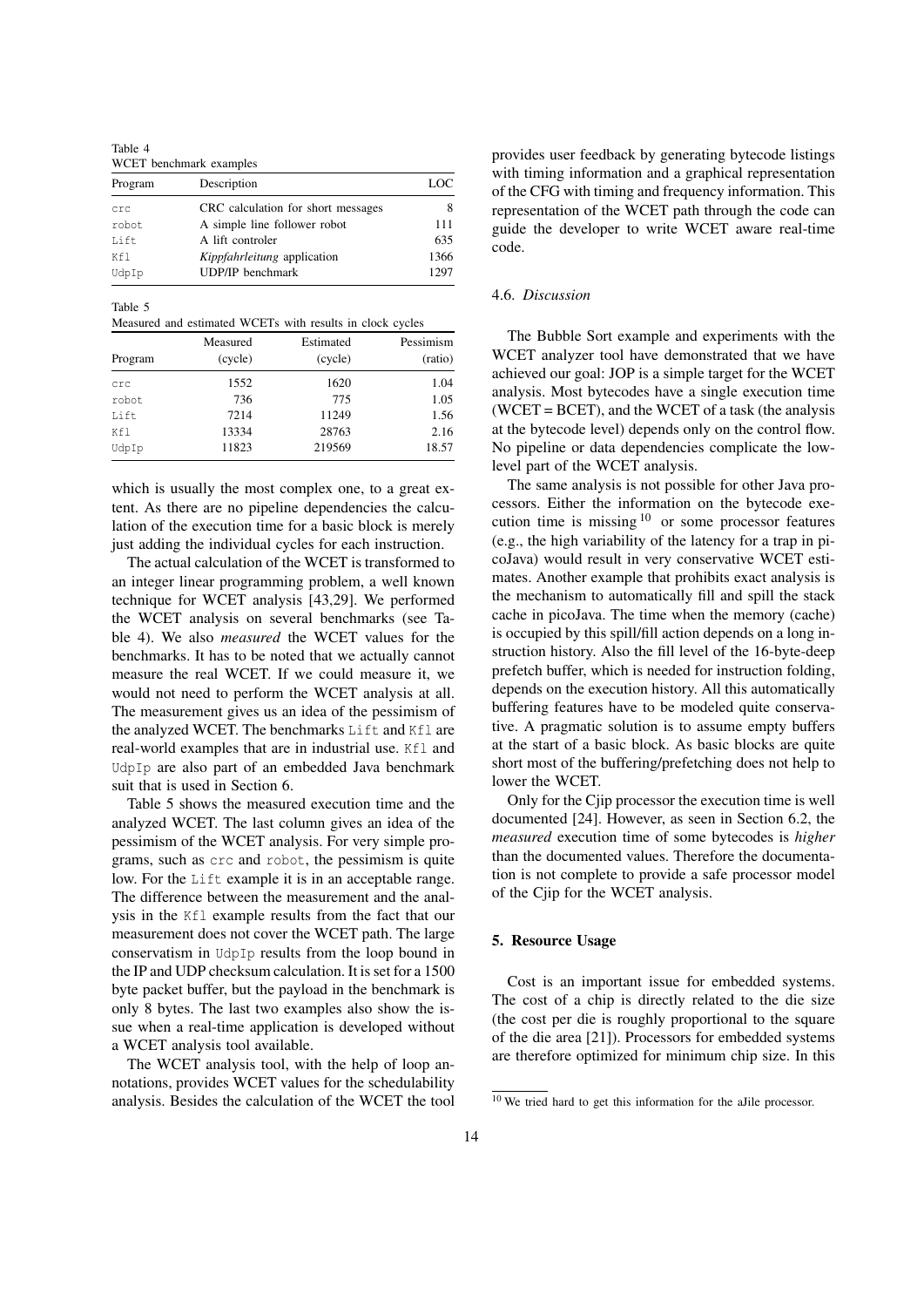Table 4
WCET benchmark examples

| Program | Description | LOC |
|---|---|---|
| crc | CRC calculation for short messages | 8 |
| robot | A simple line follower robot | 111 |
| Lift | A lift controler | 635 |
| Kfl | *Kippfahrleitung* application | 1366 |
| UdpIp | UDP/IP benchmark | 1297 |

Table 5
Measured and estimated WCETs with results in clock cycles

| Program | Measured (cycle) | Estimated (cycle) | Pessimism (ratio) |
|---|---|---|---|
| crc | 1552 | 1620 | 1.04 |
| robot | 736 | 775 | 1.05 |
| Lift | 7214 | 11249 | 1.56 |
| Kfl | 13334 | 28763 | 2.16 |
| UdpIp | 11823 | 219569 | 18.57 |

which is usually the most complex one, to a great extent. As there are no pipeline dependencies the calculation of the execution time for a basic block is merely just adding the individual cycles for each instruction.

The actual calculation of the WCET is transformed to an integer linear programming problem, a well known technique for WCET analysis [43,29]. We performed the WCET analysis on several benchmarks (see Table 4). We also *measured* the WCET values for the benchmarks. It has to be noted that we actually cannot measure the real WCET. If we could measure it, we would not need to perform the WCET analysis at all. The measurement gives us an idea of the pessimism of the analyzed WCET. The benchmarks Lift and Kfl are real-world examples that are in industrial use. Kfl and UdpIp are also part of an embedded Java benchmark suit that is used in Section 6.

Table 5 shows the measured execution time and the analyzed WCET. The last column gives an idea of the pessimism of the WCET analysis. For very simple programs, such as crc and robot, the pessimism is quite low. For the Lift example it is in an acceptable range. The difference between the measurement and the analysis in the Kfl example results from the fact that our measurement does not cover the WCET path. The large conservatism in UdpIp results from the loop bound in the IP and UDP checksum calculation. It is set for a 1500 byte packet buffer, but the payload in the benchmark is only 8 bytes. The last two examples also show the issue when a real-time application is developed without a WCET analysis tool available.

The WCET analysis tool, with the help of loop annotations, provides WCET values for the schedulability analysis. Besides the calculation of the WCET the tool provides user feedback by generating bytecode listings with timing information and a graphical representation of the CFG with timing and frequency information. This representation of the WCET path through the code can guide the developer to write WCET aware real-time code.

### 4.6. *Discussion*

The Bubble Sort example and experiments with the WCET analyzer tool have demonstrated that we have achieved our goal: JOP is a simple target for the WCET analysis. Most bytecodes have a single execution time (WCET = BCET), and the WCET of a task (the analysis at the bytecode level) depends only on the control flow. No pipeline or data dependencies complicate the low-level part of the WCET analysis.

The same analysis is not possible for other Java processors. Either the information on the bytecode execution time is missing [10] or some processor features (e.g., the high variability of the latency for a trap in picoJava) would result in very conservative WCET estimates. Another example that prohibits exact analysis is the mechanism to automatically fill and spill the stack cache in picoJava. The time when the memory (cache) is occupied by this spill/fill action depends on a long instruction history. Also the fill level of the 16-byte-deep prefetch buffer, which is needed for instruction folding, depends on the execution history. All this automatically buffering features have to be modeled quite conservative. A pragmatic solution is to assume empty buffers at the start of a basic block. As basic blocks are quite short most of the buffering/prefetching does not help to lower the WCET.

Only for the Cjip processor the execution time is well documented [24]. However, as seen in Section 6.2, the *measured* execution time of some bytecodes is *higher* than the documented values. Therefore the documentation is not complete to provide a safe processor model of the Cjip for the WCET analysis.

## 5. Resource Usage

Cost is an important issue for embedded systems. The cost of a chip is directly related to the die size (the cost per die is roughly proportional to the square of the die area [21]). Processors for embedded systems are therefore optimized for minimum chip size. In this

[10] We tried hard to get this information for the aJile processor.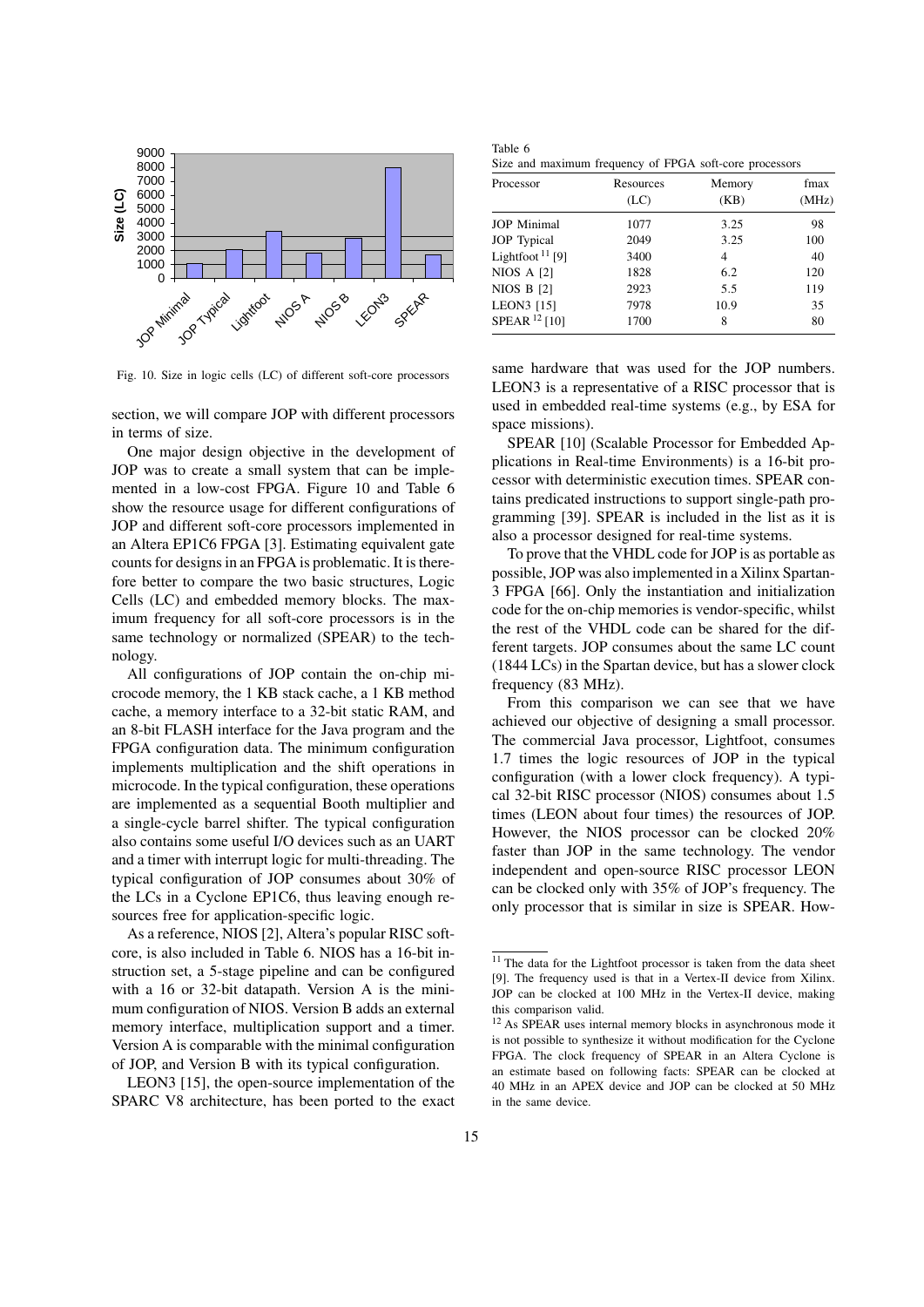Fig. 10. Size in logic cells (LC) of different soft-core processors

section, we will compare JOP with different processors in terms of size.

One major design objective in the development of JOP was to create a small system that can be implemented in a low-cost FPGA. Figure 10 and Table 6 show the resource usage for different configurations of JOP and different soft-core processors implemented in an Altera EP1C6 FPGA [3]. Estimating equivalent gate counts for designs in an FPGA is problematic. It is therefore better to compare the two basic structures, Logic Cells (LC) and embedded memory blocks. The maximum frequency for all soft-core processors is in the same technology or normalized (SPEAR) to the technology.

All configurations of JOP contain the on-chip microcode memory, the 1 KB stack cache, a 1 KB method cache, a memory interface to a 32-bit static RAM, and an 8-bit FLASH interface for the Java program and the FPGA configuration data. The minimum configuration implements multiplication and the shift operations in microcode. In the typical configuration, these operations are implemented as a sequential Booth multiplier and a single-cycle barrel shifter. The typical configuration also contains some useful I/O devices such as an UART and a timer with interrupt logic for multi-threading. The typical configuration of JOP consumes about 30% of the LCs in a Cyclone EP1C6, thus leaving enough resources free for application-specific logic.

As a reference, NIOS [2], Altera's popular RISC soft-core, is also included in Table 6. NIOS has a 16-bit instruction set, a 5-stage pipeline and can be configured with a 16 or 32-bit datapath. Version A is the minimum configuration of NIOS. Version B adds an external memory interface, multiplication support and a timer. Version A is comparable with the minimal configuration of JOP, and Version B with its typical configuration.

LEON3 [15], the open-source implementation of the SPARC V8 architecture, has been ported to the exact

Table 6
Size and maximum frequency of FPGA soft-core processors

| Processor | Resources (LC) | Memory (KB) | fmax (MHz) |
|---|---|---|---|
| JOP Minimal | 1077 | 3.25 | 98 |
| JOP Typical | 2049 | 3.25 | 100 |
| Lightfoot [11] [9] | 3400 | 4 | 40 |
| NIOS A [2] | 1828 | 6.2 | 120 |
| NIOS B [2] | 2923 | 5.5 | 119 |
| LEON3 [15] | 7978 | 10.9 | 35 |
| SPEAR [12] [10] | 1700 | 8 | 80 |

same hardware that was used for the JOP numbers. LEON3 is a representative of a RISC processor that is used in embedded real-time systems (e.g., by ESA for space missions).

SPEAR [10] (Scalable Processor for Embedded Applications in Real-time Environments) is a 16-bit processor with deterministic execution times. SPEAR contains predicated instructions to support single-path programming [39]. SPEAR is included in the list as it is also a processor designed for real-time systems.

To prove that the VHDL code for JOP is as portable as possible, JOP was also implemented in a Xilinx Spartan-3 FPGA [66]. Only the instantiation and initialization code for the on-chip memories is vendor-specific, whilst the rest of the VHDL code can be shared for the different targets. JOP consumes about the same LC count (1844 LCs) in the Spartan device, but has a slower clock frequency (83 MHz).

From this comparison we can see that we have achieved our objective of designing a small processor. The commercial Java processor, Lightfoot, consumes 1.7 times the logic resources of JOP in the typical configuration (with a lower clock frequency). A typical 32-bit RISC processor (NIOS) consumes about 1.5 times (LEON about four times) the resources of JOP. However, the NIOS processor can be clocked 20% faster than JOP in the same technology. The vendor independent and open-source RISC processor LEON can be clocked only with 35% of JOP's frequency. The only processor that is similar in size is SPEAR. How-

[11] The data for the Lightfoot processor is taken from the data sheet [9]. The frequency used is that in a Vertex-II device from Xilinx. JOP can be clocked at 100 MHz in the Vertex-II device, making this comparison valid.

[12] As SPEAR uses internal memory blocks in asynchronous mode it is not possible to synthesize it without modification for the Cyclone FPGA. The clock frequency of SPEAR in an Altera Cyclone is an estimate based on following facts: SPEAR can be clocked at 40 MHz in an APEX device and JOP can be clocked at 50 MHz in the same device.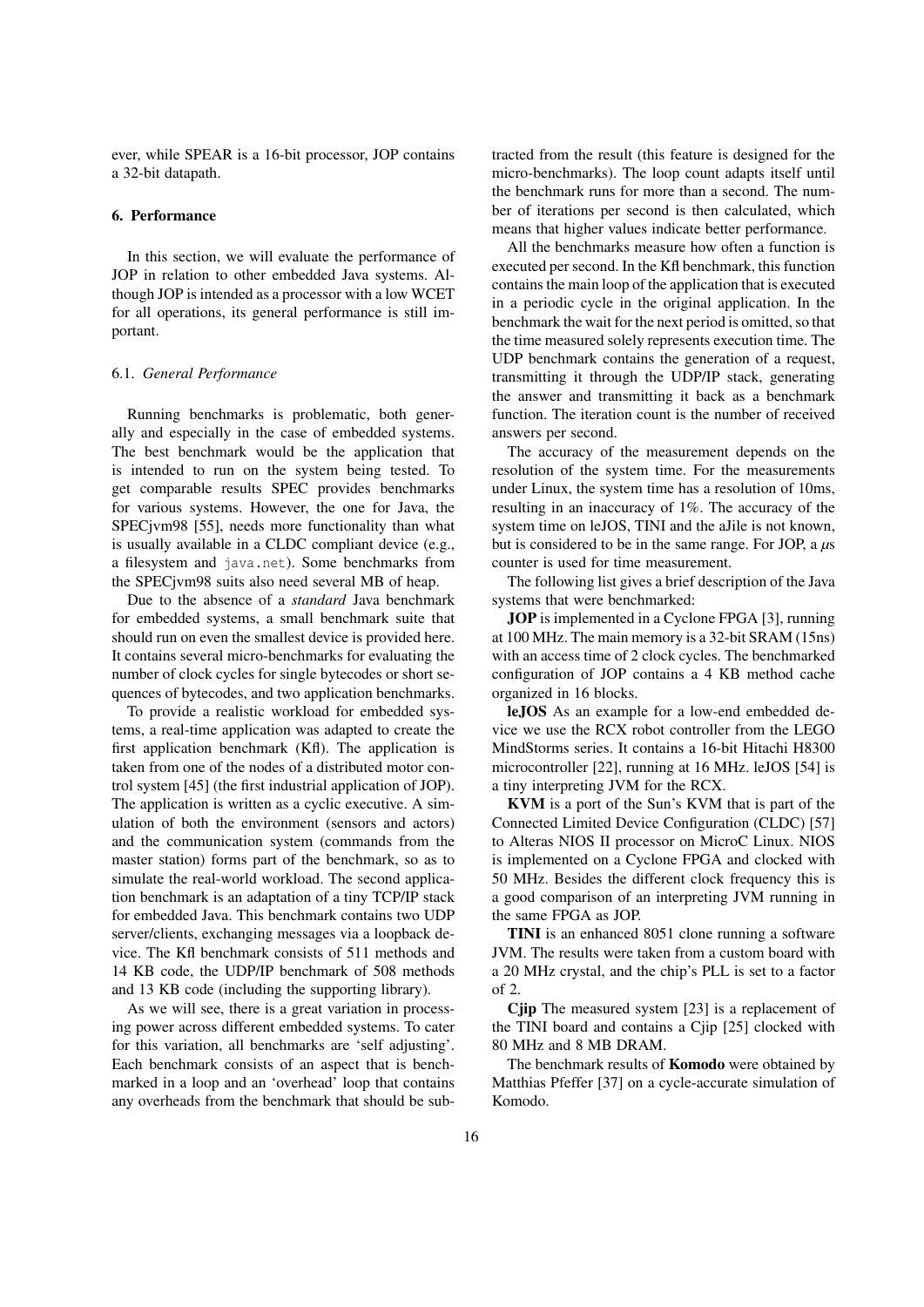ever, while SPEAR is a 16-bit processor, JOP contains a 32-bit datapath.

## 6. Performance

In this section, we will evaluate the performance of JOP in relation to other embedded Java systems. Although JOP is intended as a processor with a low WCET for all operations, its general performance is still important.

### 6.1. *General Performance*

Running benchmarks is problematic, both generally and especially in the case of embedded systems. The best benchmark would be the application that is intended to run on the system being tested. To get comparable results SPEC provides benchmarks for various systems. However, the one for Java, the SPECjvm98 [55], needs more functionality than what is usually available in a CLDC compliant device (e.g., a filesystem and `java.net`). Some benchmarks from the SPECjvm98 suits also need several MB of heap.

Due to the absence of a *standard* Java benchmark for embedded systems, a small benchmark suite that should run on even the smallest device is provided here. It contains several micro-benchmarks for evaluating the number of clock cycles for single bytecodes or short sequences of bytecodes, and two application benchmarks.

To provide a realistic workload for embedded systems, a real-time application was adapted to create the first application benchmark (Kfl). The application is taken from one of the nodes of a distributed motor control system [45] (the first industrial application of JOP). The application is written as a cyclic executive. A simulation of both the environment (sensors and actors) and the communication system (commands from the master station) forms part of the benchmark, so as to simulate the real-world workload. The second application benchmark is an adaptation of a tiny TCP/IP stack for embedded Java. This benchmark contains two UDP server/clients, exchanging messages via a loopback device. The Kfl benchmark consists of 511 methods and 14 KB code, the UDP/IP benchmark of 508 methods and 13 KB code (including the supporting library).

As we will see, there is a great variation in processing power across different embedded systems. To cater for this variation, all benchmarks are 'self adjusting'. Each benchmark consists of an aspect that is benchmarked in a loop and an 'overhead' loop that contains any overheads from the benchmark that should be subtracted from the result (this feature is designed for the micro-benchmarks). The loop count adapts itself until the benchmark runs for more than a second. The number of iterations per second is then calculated, which means that higher values indicate better performance.

All the benchmarks measure how often a function is executed per second. In the Kfl benchmark, this function contains the main loop of the application that is executed in a periodic cycle in the original application. In the benchmark the wait for the next period is omitted, so that the time measured solely represents execution time. The UDP benchmark contains the generation of a request, transmitting it through the UDP/IP stack, generating the answer and transmitting it back as a benchmark function. The iteration count is the number of received answers per second.

The accuracy of the measurement depends on the resolution of the system time. For the measurements under Linux, the system time has a resolution of 10ms, resulting in an inaccuracy of 1%. The accuracy of the system time on leJOS, TINI and the aJile is not known, but is considered to be in the same range. For JOP, a $\mu$s counter is used for time measurement.

The following list gives a brief description of the Java systems that were benchmarked:

**JOP** is implemented in a Cyclone FPGA [3], running at 100 MHz. The main memory is a 32-bit SRAM (15ns) with an access time of 2 clock cycles. The benchmarked configuration of JOP contains a 4 KB method cache organized in 16 blocks.

**leJOS** As an example for a low-end embedded device we use the RCX robot controller from the LEGO MindStorms series. It contains a 16-bit Hitachi H8300 microcontroller [22], running at 16 MHz. leJOS [54] is a tiny interpreting JVM for the RCX.

**KVM** is a port of the Sun's KVM that is part of the Connected Limited Device Configuration (CLDC) [57] to Alteras NIOS II processor on MicroC Linux. NIOS is implemented on a Cyclone FPGA and clocked with 50 MHz. Besides the different clock frequency this is a good comparison of an interpreting JVM running in the same FPGA as JOP.

**TINI** is an enhanced 8051 clone running a software JVM. The results were taken from a custom board with a 20 MHz crystal, and the chip's PLL is set to a factor of 2.

**Cjip** The measured system [23] is a replacement of the TINI board and contains a Cjip [25] clocked with 80 MHz and 8 MB DRAM.

The benchmark results of **Komodo** were obtained by Matthias Pfeffer [37] on a cycle-accurate simulation of Komodo.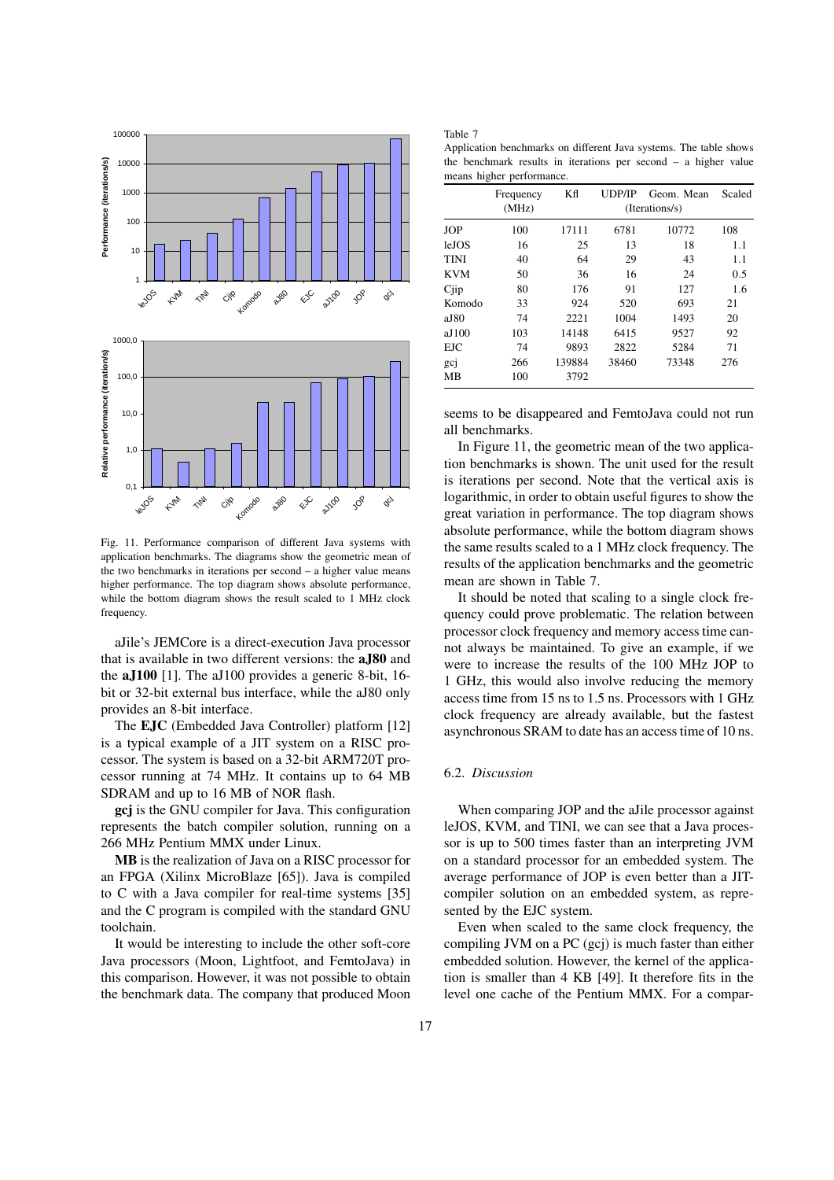Fig. 11. Performance comparison of different Java systems with application benchmarks. The diagrams show the geometric mean of the two benchmarks in iterations per second – a higher value means higher performance. The top diagram shows absolute performance, while the bottom diagram shows the result scaled to 1 MHz clock frequency.

aJile's JEMCore is a direct-execution Java processor that is available in two different versions: the **aJ80** and the **aJ100** [1]. The aJ100 provides a generic 8-bit, 16-bit or 32-bit external bus interface, while the aJ80 only provides an 8-bit interface.

The **EJC** (Embedded Java Controller) platform [12] is a typical example of a JIT system on a RISC processor. The system is based on a 32-bit ARM720T processor running at 74 MHz. It contains up to 64 MB SDRAM and up to 16 MB of NOR flash.

**gcj** is the GNU compiler for Java. This configuration represents the batch compiler solution, running on a 266 MHz Pentium MMX under Linux.

**MB** is the realization of Java on a RISC processor for an FPGA (Xilinx MicroBlaze [65]). Java is compiled to C with a Java compiler for real-time systems [35] and the C program is compiled with the standard GNU toolchain.

It would be interesting to include the other soft-core Java processors (Moon, Lightfoot, and FemtoJava) in this comparison. However, it was not possible to obtain the benchmark data. The company that produced Moon seems to be disappeared and FemtoJava could not run all benchmarks.

Table 7

Application benchmarks on different Java systems. The table shows the benchmark results in iterations per second – a higher value means higher performance.

| | Frequency (MHz) | Kfl | UDP/IP | Geom. Mean | Scaled |
|---|---|---|---|---|---|
| | | (Iterations/s) | | | |
| JOP | 100 | 17111 | 6781 | 10772 | 108 |
| leJOS | 16 | 25 | 13 | 18 | 1.1 |
| TINI | 40 | 64 | 29 | 43 | 1.1 |
| KVM | 50 | 36 | 16 | 24 | 0.5 |
| Cjip | 80 | 176 | 91 | 127 | 1.6 |
| Komodo | 33 | 924 | 520 | 693 | 21 |
| aJ80 | 74 | 2221 | 1004 | 1493 | 20 |
| aJ100 | 103 | 14148 | 6415 | 9527 | 92 |
| EJC | 74 | 9893 | 2822 | 5284 | 71 |
| gcj | 266 | 139884 | 38460 | 73348 | 276 |
| MB | 100 | 3792 | | | |

In Figure 11, the geometric mean of the two application benchmarks is shown. The unit used for the result is iterations per second. Note that the vertical axis is logarithmic, in order to obtain useful figures to show the great variation in performance. The top diagram shows absolute performance, while the bottom diagram shows the same results scaled to a 1 MHz clock frequency. The results of the application benchmarks and the geometric mean are shown in Table 7.

It should be noted that scaling to a single clock frequency could prove problematic. The relation between processor clock frequency and memory access time cannot always be maintained. To give an example, if we were to increase the results of the 100 MHz JOP to 1 GHz, this would also involve reducing the memory access time from 15 ns to 1.5 ns. Processors with 1 GHz clock frequency are already available, but the fastest asynchronous SRAM to date has an access time of 10 ns.

### 6.2. *Discussion*

When comparing JOP and the aJile processor against leJOS, KVM, and TINI, we can see that a Java processor is up to 500 times faster than an interpreting JVM on a standard processor for an embedded system. The average performance of JOP is even better than a JIT-compiler solution on an embedded system, as represented by the EJC system.

Even when scaled to the same clock frequency, the compiling JVM on a PC (gcj) is much faster than either embedded solution. However, the kernel of the application is smaller than 4 KB [49]. It therefore fits in the level one cache of the Pentium MMX. For a compar-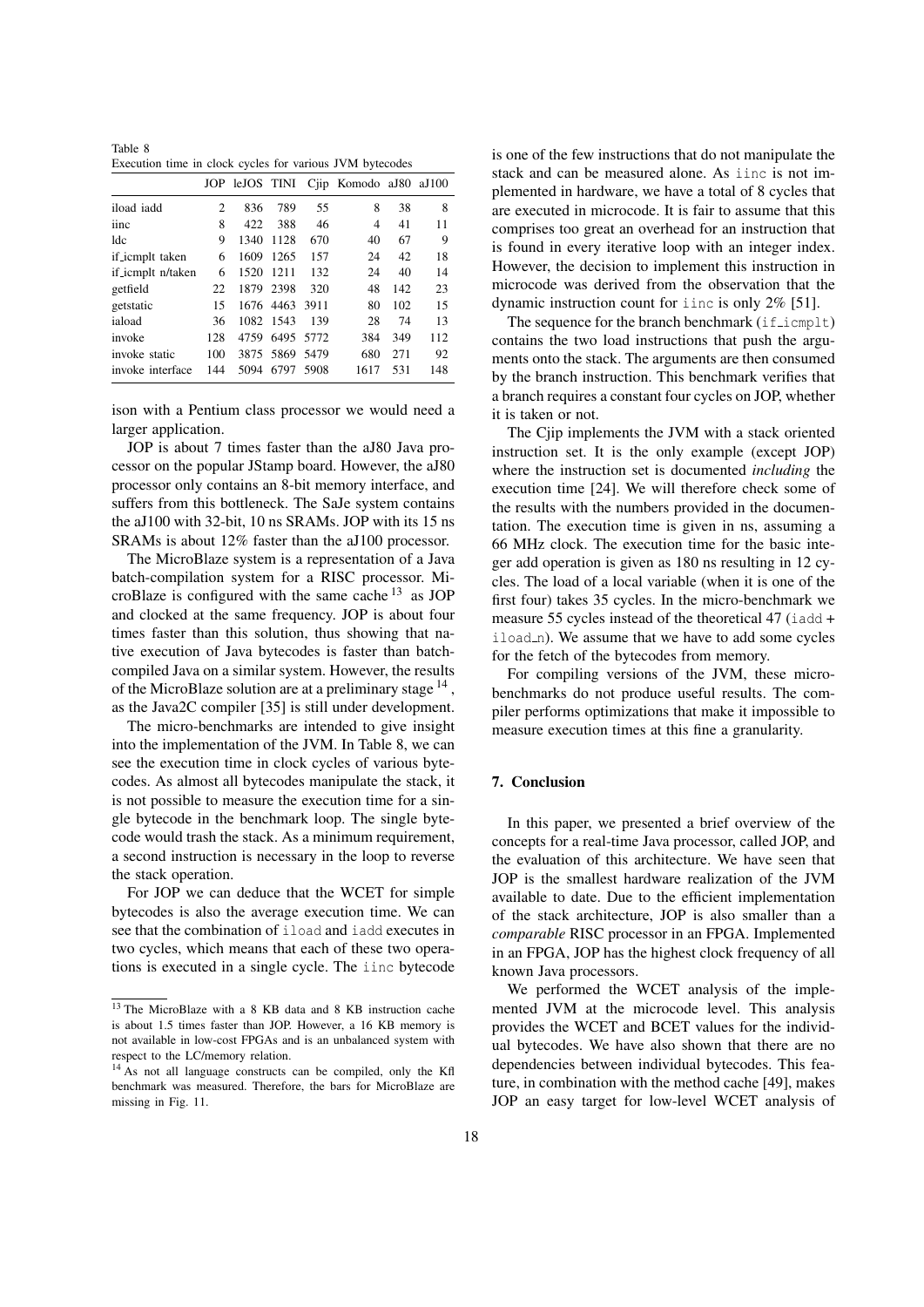Table 8
Execution time in clock cycles for various JVM bytecodes

| | JOP | leJOS | TINI | Cjip | Komodo | aJ80 | aJ100 |
|---|---|---|---|---|---|---|---|
| iload iadd | 2 | 836 | 789 | 55 | 8 | 38 | 8 |
| iinc | 8 | 422 | 388 | 46 | 4 | 41 | 11 |
| ldc | 9 | 1340 | 1128 | 670 | 40 | 67 | 9 |
| if_icmplt taken | 6 | 1609 | 1265 | 157 | 24 | 42 | 18 |
| if_icmplt n/taken | 6 | 1520 | 1211 | 132 | 24 | 40 | 14 |
| getfield | 22 | 1879 | 2398 | 320 | 48 | 142 | 23 |
| getstatic | 15 | 1676 | 4463 | 3911 | 80 | 102 | 15 |
| iaload | 36 | 1082 | 1543 | 139 | 28 | 74 | 13 |
| invoke | 128 | 4759 | 6495 | 5772 | 384 | 349 | 112 |
| invoke static | 100 | 3875 | 5869 | 5479 | 680 | 271 | 92 |
| invoke interface | 144 | 5094 | 6797 | 5908 | 1617 | 531 | 148 |

ison with a Pentium class processor we would need a larger application.

JOP is about 7 times faster than the aJ80 Java processor on the popular JStamp board. However, the aJ80 processor only contains an 8-bit memory interface, and suffers from this bottleneck. The SaJe system contains the aJ100 with 32-bit, 10 ns SRAMs. JOP with its 15 ns SRAMs is about 12% faster than the aJ100 processor.

The MicroBlaze system is a representation of a Java batch-compilation system for a RISC processor. MicroBlaze is configured with the same cache [13] as JOP and clocked at the same frequency. JOP is about four times faster than this solution, thus showing that native execution of Java bytecodes is faster than batch-compiled Java on a similar system. However, the results of the MicroBlaze solution are at a preliminary stage [14], as the Java2C compiler [35] is still under development.

The micro-benchmarks are intended to give insight into the implementation of the JVM. In Table 8, we can see the execution time in clock cycles of various bytecodes. As almost all bytecodes manipulate the stack, it is not possible to measure the execution time for a single bytecode in the benchmark loop. The single bytecode would trash the stack. As a minimum requirement, a second instruction is necessary in the loop to reverse the stack operation.

For JOP we can deduce that the WCET for simple bytecodes is also the average execution time. We can see that the combination of iload and iadd executes in two cycles, which means that each of these two operations is executed in a single cycle. The iinc bytecode is one of the few instructions that do not manipulate the stack and can be measured alone. As iinc is not implemented in hardware, we have a total of 8 cycles that are executed in microcode. It is fair to assume that this comprises too great an overhead for an instruction that is found in every iterative loop with an integer index. However, the decision to implement this instruction in microcode was derived from the observation that the dynamic instruction count for iinc is only 2% [51].

The sequence for the branch benchmark (if_icmplt) contains the two load instructions that push the arguments onto the stack. The arguments are then consumed by the branch instruction. This benchmark verifies that a branch requires a constant four cycles on JOP, whether it is taken or not.

The Cjip implements the JVM with a stack oriented instruction set. It is the only example (except JOP) where the instruction set is documented *including* the execution time [24]. We will therefore check some of the results with the numbers provided in the documentation. The execution time is given in ns, assuming a 66 MHz clock. The execution time for the basic integer add operation is given as 180 ns resulting in 12 cycles. The load of a local variable (when it is one of the first four) takes 35 cycles. In the micro-benchmark we measure 55 cycles instead of the theoretical 47 (iadd + iload_n). We assume that we have to add some cycles for the fetch of the bytecodes from memory.

For compiling versions of the JVM, these micro-benchmarks do not produce useful results. The compiler performs optimizations that make it impossible to measure execution times at this fine a granularity.

## 7. Conclusion

In this paper, we presented a brief overview of the concepts for a real-time Java processor, called JOP, and the evaluation of this architecture. We have seen that JOP is the smallest hardware realization of the JVM available to date. Due to the efficient implementation of the stack architecture, JOP is also smaller than a *comparable* RISC processor in an FPGA. Implemented in an FPGA, JOP has the highest clock frequency of all known Java processors.

We performed the WCET analysis of the implemented JVM at the microcode level. This analysis provides the WCET and BCET values for the individual bytecodes. We have also shown that there are no dependencies between individual bytecodes. This feature, in combination with the method cache [49], makes JOP an easy target for low-level WCET analysis of

[13] The MicroBlaze with a 8 KB data and 8 KB instruction cache is about 1.5 times faster than JOP. However, a 16 KB memory is not available in low-cost FPGAs and is an unbalanced system with respect to the LC/memory relation.

[14] As not all language constructs can be compiled, only the Kfl benchmark was measured. Therefore, the bars for MicroBlaze are missing in Fig. 11.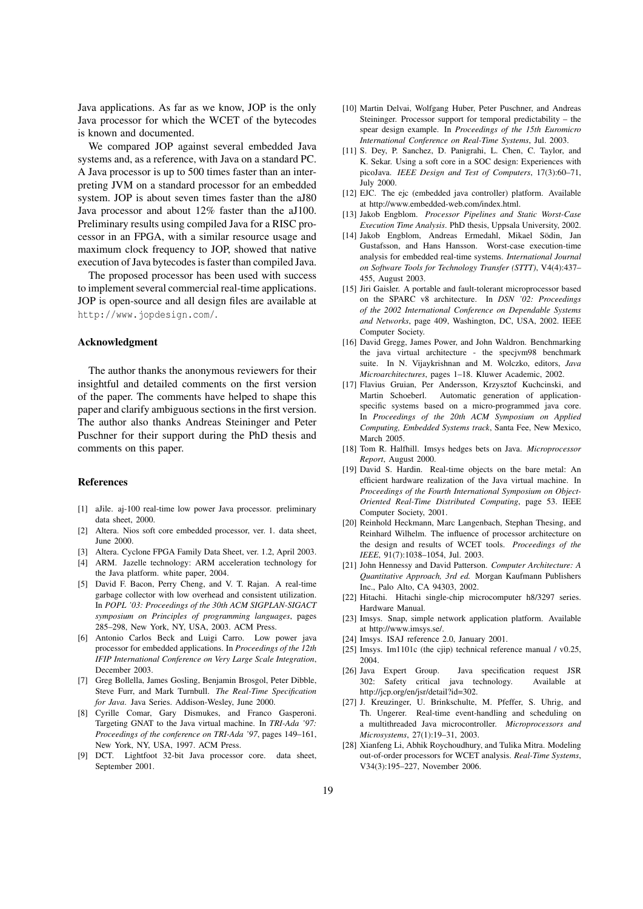Java applications. As far as we know, JOP is the only Java processor for which the WCET of the bytecodes is known and documented.

We compared JOP against several embedded Java systems and, as a reference, with Java on a standard PC. A Java processor is up to 500 times faster than an interpreting JVM on a standard processor for an embedded system. JOP is about seven times faster than the aJ80 Java processor and about 12% faster than the aJ100. Preliminary results using compiled Java for a RISC processor in an FPGA, with a similar resource usage and maximum clock frequency to JOP, showed that native execution of Java bytecodes is faster than compiled Java.

The proposed processor has been used with success to implement several commercial real-time applications. JOP is open-source and all design files are available at `http://www.jopdesign.com/`.

### Acknowledgment

The author thanks the anonymous reviewers for their insightful and detailed comments on the first version of the paper. The comments have helped to shape this paper and clarify ambiguous sections in the first version. The author also thanks Andreas Steininger and Peter Puschner for their support during the PhD thesis and comments on this paper.

### References

[1] aJile. aj-100 real-time low power Java processor. preliminary data sheet, 2000.

[2] Altera. Nios soft core embedded processor, ver. 1. data sheet, June 2000.

[3] Altera. Cyclone FPGA Family Data Sheet, ver. 1.2, April 2003.

[4] ARM. Jazelle technology: ARM acceleration technology for the Java platform. white paper, 2004.

[5] David F. Bacon, Perry Cheng, and V. T. Rajan. A real-time garbage collector with low overhead and consistent utilization. In *POPL '03: Proceedings of the 30th ACM SIGPLAN-SIGACT symposium on Principles of programming languages*, pages 285–298, New York, NY, USA, 2003. ACM Press.

[6] Antonio Carlos Beck and Luigi Carro. Low power java processor for embedded applications. In *Proceedings of the 12th IFIP International Conference on Very Large Scale Integration*, December 2003.

[7] Greg Bollella, James Gosling, Benjamin Brosgol, Peter Dibble, Steve Furr, and Mark Turnbull. *The Real-Time Specification for Java*. Java Series. Addison-Wesley, June 2000.

[8] Cyrille Comar, Gary Dismukes, and Franco Gasperoni. Targeting GNAT to the Java virtual machine. In *TRI-Ada '97: Proceedings of the conference on TRI-Ada '97*, pages 149–161, New York, NY, USA, 1997. ACM Press.

[9] DCT. Lightfoot 32-bit Java processor core. data sheet, September 2001.

[10] Martin Delvai, Wolfgang Huber, Peter Puschner, and Andreas Steininger. Processor support for temporal predictability – the spear design example. In *Proceedings of the 15th Euromicro International Conference on Real-Time Systems*, Jul. 2003.

[11] S. Dey, P. Sanchez, D. Panigrahi, L. Chen, C. Taylor, and K. Sekar. Using a soft core in a SOC design: Experiences with picoJava. *IEEE Design and Test of Computers*, 17(3):60–71, July 2000.

[12] EJC. The ejc (embedded java controller) platform. Available at http://www.embedded-web.com/index.html.

[13] Jakob Engblom. *Processor Pipelines and Static Worst-Case Execution Time Analysis*. PhD thesis, Uppsala University, 2002.

[14] Jakob Engblom, Andreas Ermedahl, Mikael Södin, Jan Gustafsson, and Hans Hansson. Worst-case execution-time analysis for embedded real-time systems. *International Journal on Software Tools for Technology Transfer (STTT)*, V4(4):437–455, August 2003.

[15] Jiri Gaisler. A portable and fault-tolerant microprocessor based on the SPARC v8 architecture. In *DSN '02: Proceedings of the 2002 International Conference on Dependable Systems and Networks*, page 409, Washington, DC, USA, 2002. IEEE Computer Society.

[16] David Gregg, James Power, and John Waldron. Benchmarking the java virtual architecture - the specjvm98 benchmark suite. In N. Vijaykrishnan and M. Wolczko, editors, *Java Microarchitectures*, pages 1–18. Kluwer Academic, 2002.

[17] Flavius Gruian, Per Andersson, Krzysztof Kuchcinski, and Martin Schoeberl. Automatic generation of application-specific systems based on a micro-programmed java core. In *Proceedings of the 20th ACM Symposium on Applied Computing, Embedded Systems track*, Santa Fee, New Mexico, March 2005.

[18] Tom R. Halfhill. Imsys hedges bets on Java. *Microprocessor Report*, August 2000.

[19] David S. Hardin. Real-time objects on the bare metal: An efficient hardware realization of the Java virtual machine. In *Proceedings of the Fourth International Symposium on Object-Oriented Real-Time Distributed Computing*, page 53. IEEE Computer Society, 2001.

[20] Reinhold Heckmann, Marc Langenbach, Stephan Thesing, and Reinhard Wilhelm. The influence of processor architecture on the design and results of WCET tools. *Proceedings of the IEEE*, 91(7):1038–1054, Jul. 2003.

[21] John Hennessy and David Patterson. *Computer Architecture: A Quantitative Approach, 3rd ed.* Morgan Kaufmann Publishers Inc., Palo Alto, CA 94303, 2002.

[22] Hitachi. Hitachi single-chip microcomputer h8/3297 series. Hardware Manual.

[23] Imsys. Snap, simple network application platform. Available at http://www.imsys.se/.

[24] Imsys. ISAJ reference 2.0, January 2001.

[25] Imsys. Im1101c (the cjip) technical reference manual / v0.25, 2004.

[26] Java Expert Group. Java specification request JSR 302: Safety critical java technology. Available at http://jcp.org/en/jsr/detail?id=302.

[27] J. Kreuzinger, U. Brinkschulte, M. Pfeffer, S. Uhrig, and Th. Ungerer. Real-time event-handling and scheduling on a multithreaded Java microcontroller. *Microprocessors and Microsystems*, 27(1):19–31, 2003.

[28] Xianfeng Li, Abhik Roychoudhury, and Tulika Mitra. Modeling out-of-order processors for WCET analysis. *Real-Time Systems*, V34(3):195–227, November 2006.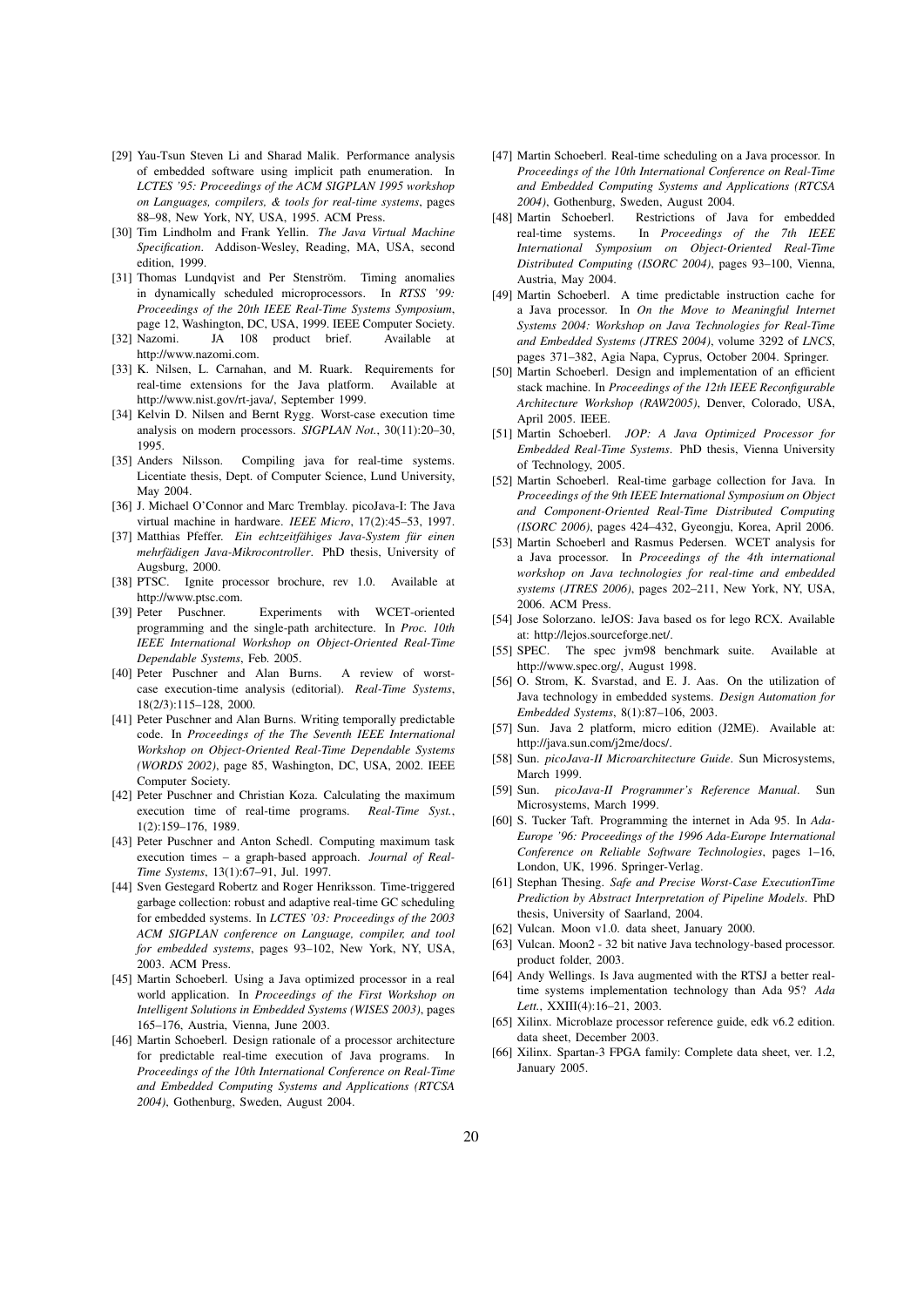[29] Yau-Tsun Steven Li and Sharad Malik. Performance analysis of embedded software using implicit path enumeration. In *LCTES '95: Proceedings of the ACM SIGPLAN 1995 workshop on Languages, compilers, & tools for real-time systems*, pages 88–98, New York, NY, USA, 1995. ACM Press.

[30] Tim Lindholm and Frank Yellin. *The Java Virtual Machine Specification*. Addison-Wesley, Reading, MA, USA, second edition, 1999.

[31] Thomas Lundqvist and Per Stenström. Timing anomalies in dynamically scheduled microprocessors. In *RTSS '99: Proceedings of the 20th IEEE Real-Time Systems Symposium*, page 12, Washington, DC, USA, 1999. IEEE Computer Society.

[32] Nazomi. JA 108 product brief. Available at http://www.nazomi.com.

[33] K. Nilsen, L. Carnahan, and M. Ruark. Requirements for real-time extensions for the Java platform. Available at http://www.nist.gov/rt-java/, September 1999.

[34] Kelvin D. Nilsen and Bernt Rygg. Worst-case execution time analysis on modern processors. *SIGPLAN Not.*, 30(11):20–30, 1995.

[35] Anders Nilsson. Compiling java for real-time systems. Licentiate thesis, Dept. of Computer Science, Lund University, May 2004.

[36] J. Michael O'Connor and Marc Tremblay. picoJava-I: The Java virtual machine in hardware. *IEEE Micro*, 17(2):45–53, 1997.

[37] Matthias Pfeffer. *Ein echtzeitfähiges Java-System für einen mehrfädigen Java-Mikrocontroller*. PhD thesis, University of Augsburg, 2000.

[38] PTSC. Ignite processor brochure, rev 1.0. Available at http://www.ptsc.com.

[39] Peter Puschner. Experiments with WCET-oriented programming and the single-path architecture. In *Proc. 10th IEEE International Workshop on Object-Oriented Real-Time Dependable Systems*, Feb. 2005.

[40] Peter Puschner and Alan Burns. A review of worst-case execution-time analysis (editorial). *Real-Time Systems*, 18(2/3):115–128, 2000.

[41] Peter Puschner and Alan Burns. Writing temporally predictable code. In *Proceedings of the The Seventh IEEE International Workshop on Object-Oriented Real-Time Dependable Systems (WORDS 2002)*, page 85, Washington, DC, USA, 2002. IEEE Computer Society.

[42] Peter Puschner and Christian Koza. Calculating the maximum execution time of real-time programs. *Real-Time Syst.*, 1(2):159–176, 1989.

[43] Peter Puschner and Anton Schedl. Computing maximum task execution times – a graph-based approach. *Journal of Real-Time Systems*, 13(1):67–91, Jul. 1997.

[44] Sven Gestegard Robertz and Roger Henriksson. Time-triggered garbage collection: robust and adaptive real-time GC scheduling for embedded systems. In *LCTES '03: Proceedings of the 2003 ACM SIGPLAN conference on Language, compiler, and tool for embedded systems*, pages 93–102, New York, NY, USA, 2003. ACM Press.

[45] Martin Schoeberl. Using a Java optimized processor in a real world application. In *Proceedings of the First Workshop on Intelligent Solutions in Embedded Systems (WISES 2003)*, pages 165–176, Austria, Vienna, June 2003.

[46] Martin Schoeberl. Design rationale of a processor architecture for predictable real-time execution of Java programs. In *Proceedings of the 10th International Conference on Real-Time and Embedded Computing Systems and Applications (RTCSA 2004)*, Gothenburg, Sweden, August 2004.

[47] Martin Schoeberl. Real-time scheduling on a Java processor. In *Proceedings of the 10th International Conference on Real-Time and Embedded Computing Systems and Applications (RTCSA 2004)*, Gothenburg, Sweden, August 2004.

[48] Martin Schoeberl. Restrictions of Java for embedded real-time systems. In *Proceedings of the 7th IEEE International Symposium on Object-Oriented Real-Time Distributed Computing (ISORC 2004)*, pages 93–100, Vienna, Austria, May 2004.

[49] Martin Schoeberl. A time predictable instruction cache for a Java processor. In *On the Move to Meaningful Internet Systems 2004: Workshop on Java Technologies for Real-Time and Embedded Systems (JTRES 2004)*, volume 3292 of *LNCS*, pages 371–382, Agia Napa, Cyprus, October 2004. Springer.

[50] Martin Schoeberl. Design and implementation of an efficient stack machine. In *Proceedings of the 12th IEEE Reconfigurable Architecture Workshop (RAW2005)*, Denver, Colorado, USA, April 2005. IEEE.

[51] Martin Schoeberl. *JOP: A Java Optimized Processor for Embedded Real-Time Systems*. PhD thesis, Vienna University of Technology, 2005.

[52] Martin Schoeberl. Real-time garbage collection for Java. In *Proceedings of the 9th IEEE International Symposium on Object and Component-Oriented Real-Time Distributed Computing (ISORC 2006)*, pages 424–432, Gyeongju, Korea, April 2006.

[53] Martin Schoeberl and Rasmus Pedersen. WCET analysis for a Java processor. In *Proceedings of the 4th international workshop on Java technologies for real-time and embedded systems (JTRES 2006)*, pages 202–211, New York, NY, USA, 2006. ACM Press.

[54] Jose Solorzano. leJOS: Java based os for lego RCX. Available at: http://lejos.sourceforge.net/.

[55] SPEC. The spec jvm98 benchmark suite. Available at http://www.spec.org/, August 1998.

[56] O. Strom, K. Svarstad, and E. J. Aas. On the utilization of Java technology in embedded systems. *Design Automation for Embedded Systems*, 8(1):87–106, 2003.

[57] Sun. Java 2 platform, micro edition (J2ME). Available at: http://java.sun.com/j2me/docs/.

[58] Sun. *picoJava-II Microarchitecture Guide*. Sun Microsystems, March 1999.

[59] Sun. *picoJava-II Programmer's Reference Manual*. Sun Microsystems, March 1999.

[60] S. Tucker Taft. Programming the internet in Ada 95. In *Ada-Europe '96: Proceedings of the 1996 Ada-Europe International Conference on Reliable Software Technologies*, pages 1–16, London, UK, 1996. Springer-Verlag.

[61] Stephan Thesing. *Safe and Precise Worst-Case ExecutionTime Prediction by Abstract Interpretation of Pipeline Models*. PhD thesis, University of Saarland, 2004.

[62] Vulcan. Moon v1.0. data sheet, January 2000.

[63] Vulcan. Moon2 - 32 bit native Java technology-based processor. product folder, 2003.

[64] Andy Wellings. Is Java augmented with the RTSJ a better real-time systems implementation technology than Ada 95? *Ada Lett.*, XXIII(4):16–21, 2003.

[65] Xilinx. Microblaze processor reference guide, edk v6.2 edition. data sheet, December 2003.

[66] Xilinx. Spartan-3 FPGA family: Complete data sheet, ver. 1.2, January 2005.